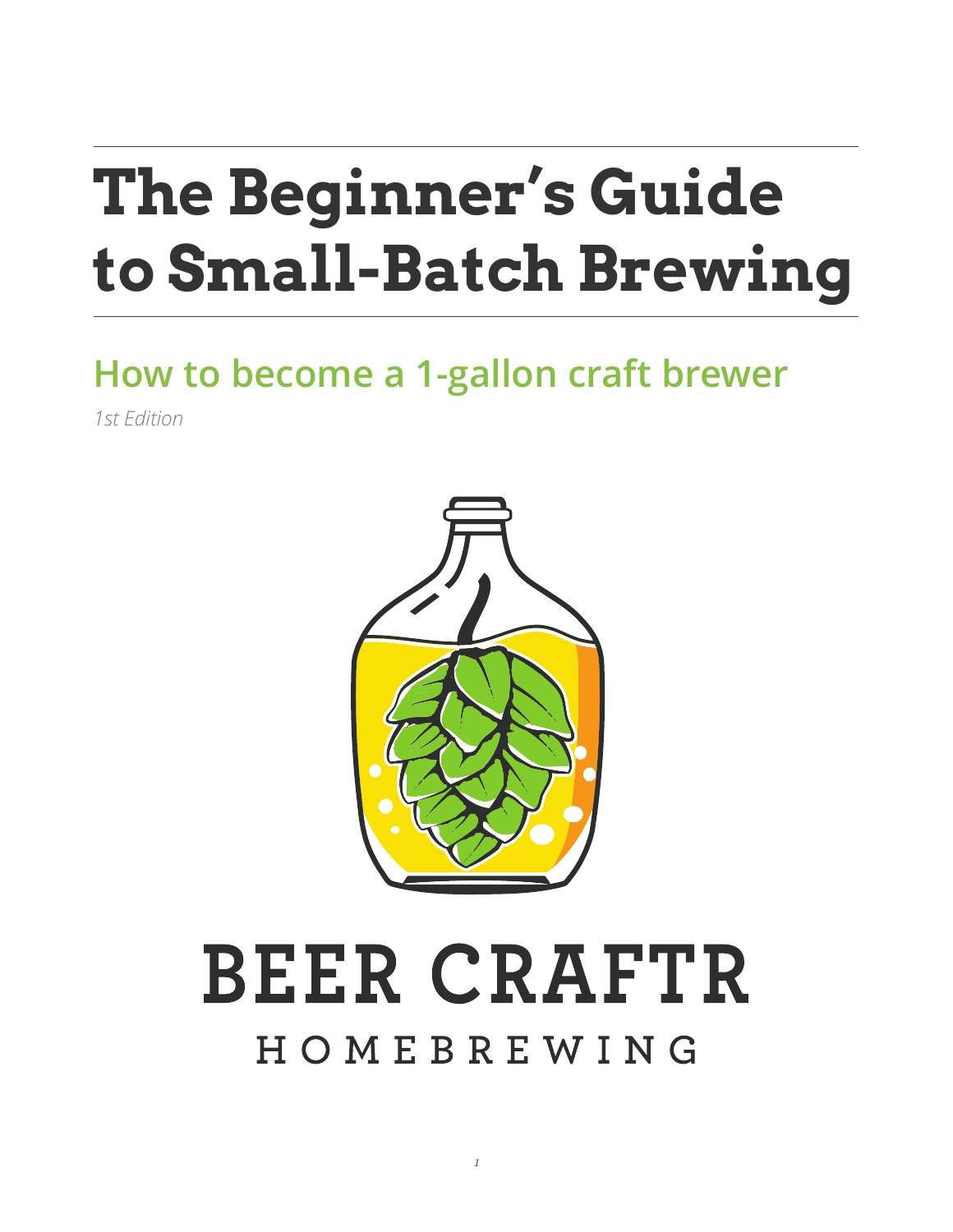# The Beginner's Guide to Small-Batch Brewing

## How to become a 1-gallon craft brewer

*1st Edition*

BEER CRAFTR

HOMEBREWING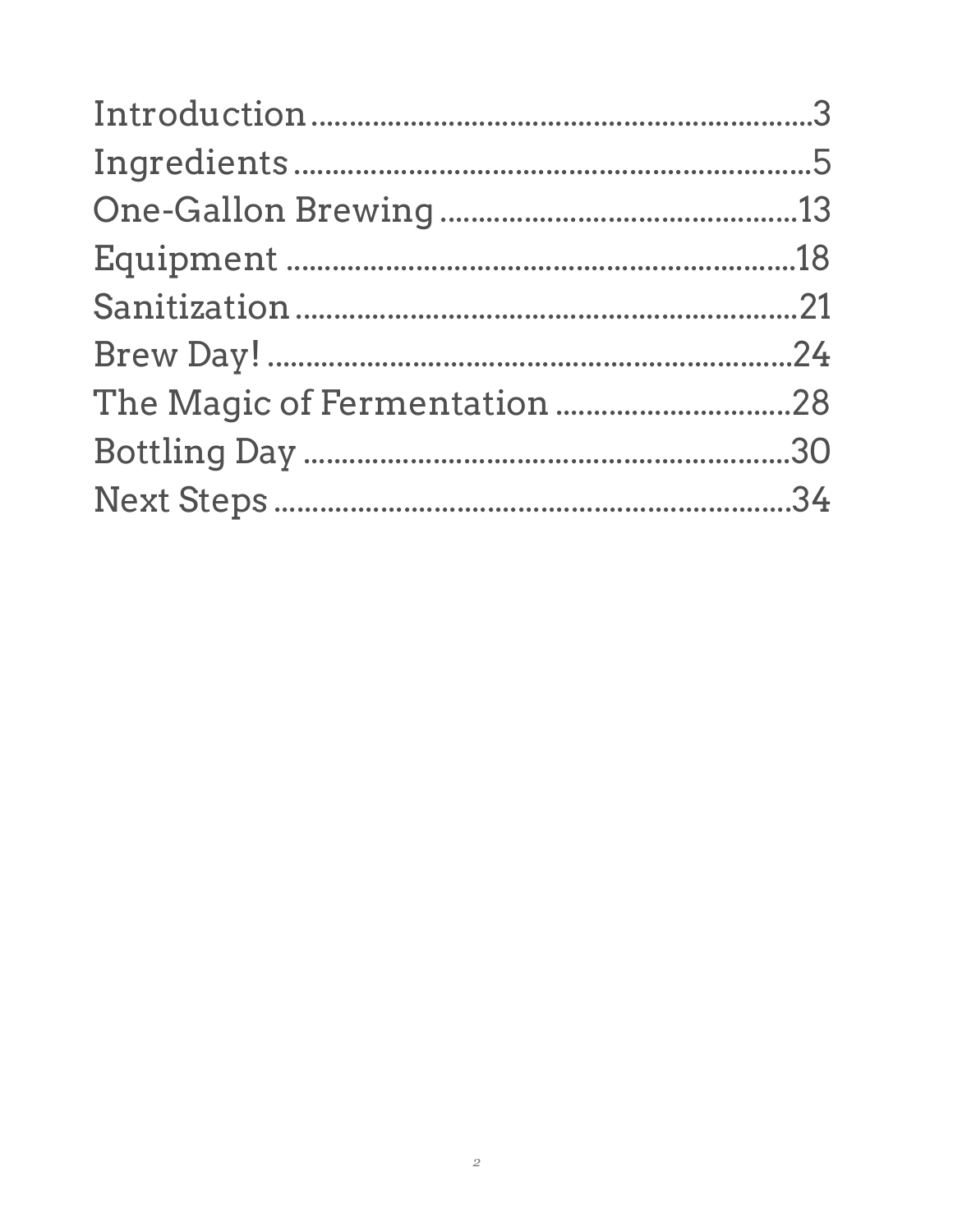Introduction ........................................ 3
Ingredients ........................................ 5
One-Gallon Brewing ........................................ 13
Equipment ........................................ 18
Sanitization ........................................ 21
Brew Day! ........................................ 24
The Magic of Fermentation ........................................ 28
Bottling Day ........................................ 30
Next Steps ........................................ 34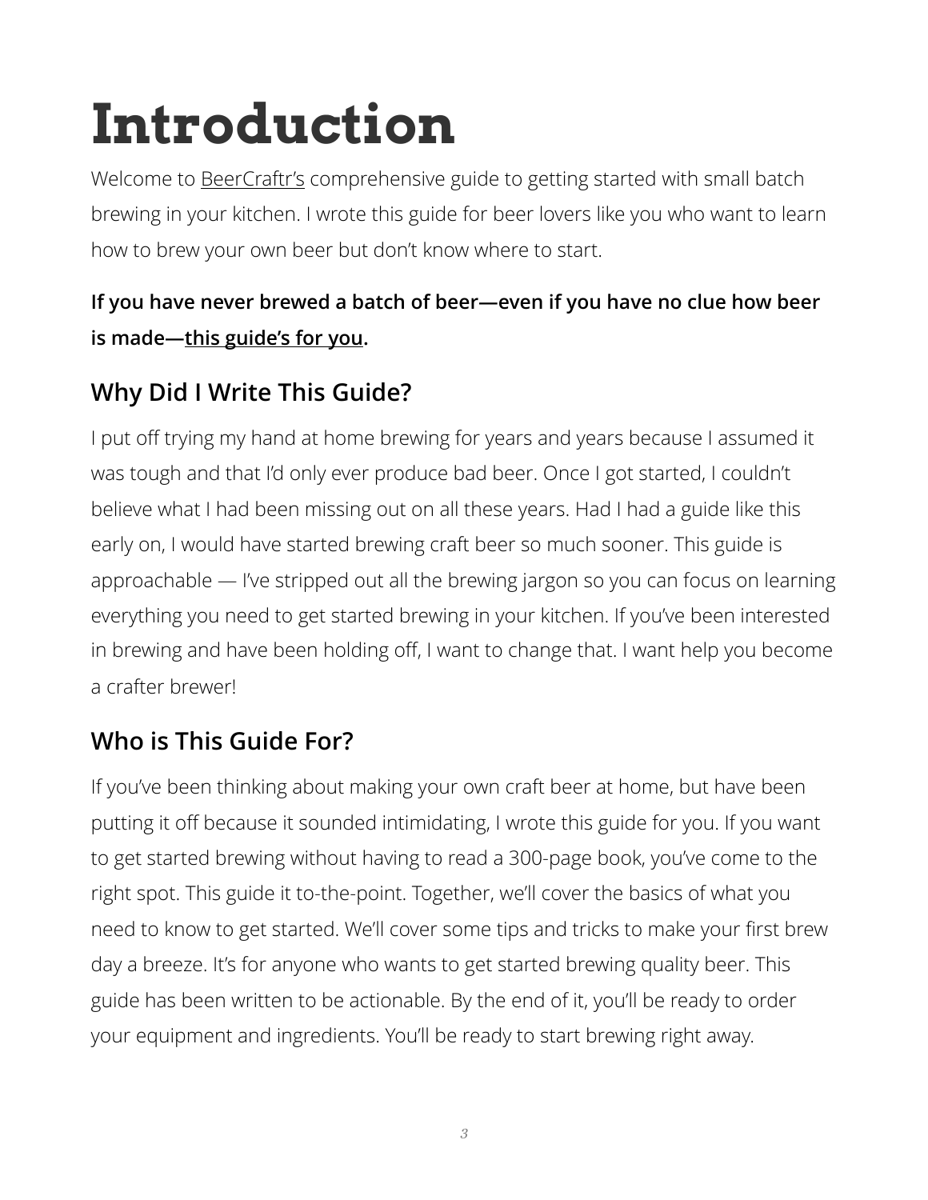# Introduction

Welcome to BeerCraftr's comprehensive guide to getting started with small batch brewing in your kitchen. I wrote this guide for beer lovers like you who want to learn how to brew your own beer but don't know where to start.

**If you have never brewed a batch of beer—even if you have no clue how beer is made—this guide's for you.**

## Why Did I Write This Guide?

I put off trying my hand at home brewing for years and years because I assumed it was tough and that I'd only ever produce bad beer. Once I got started, I couldn't believe what I had been missing out on all these years. Had I had a guide like this early on, I would have started brewing craft beer so much sooner. This guide is approachable — I've stripped out all the brewing jargon so you can focus on learning everything you need to get started brewing in your kitchen. If you've been interested in brewing and have been holding off, I want to change that. I want help you become a crafter brewer!

## Who is This Guide For?

If you've been thinking about making your own craft beer at home, but have been putting it off because it sounded intimidating, I wrote this guide for you. If you want to get started brewing without having to read a 300-page book, you've come to the right spot. This guide it to-the-point. Together, we'll cover the basics of what you need to know to get started. We'll cover some tips and tricks to make your first brew day a breeze. It's for anyone who wants to get started brewing quality beer. This guide has been written to be actionable. By the end of it, you'll be ready to order your equipment and ingredients. You'll be ready to start brewing right away.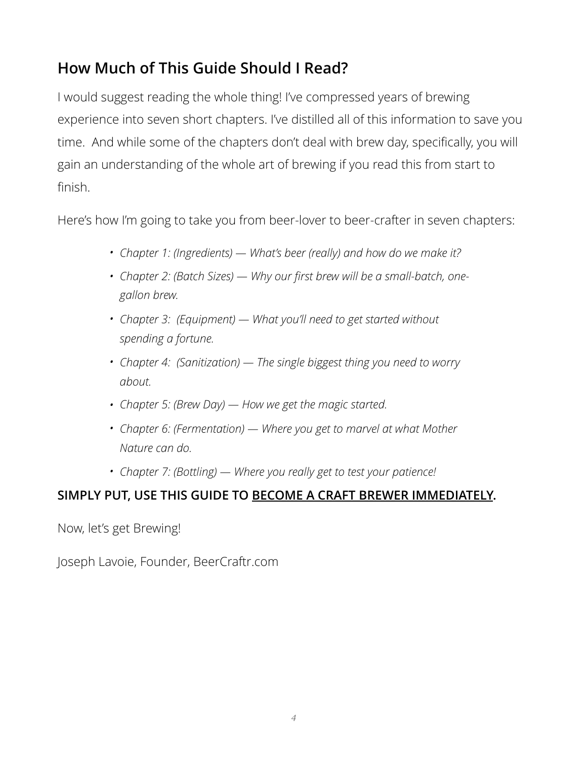## How Much of This Guide Should I Read?

I would suggest reading the whole thing! I've compressed years of brewing experience into seven short chapters. I've distilled all of this information to save you time. And while some of the chapters don't deal with brew day, specifically, you will gain an understanding of the whole art of brewing if you read this from start to finish.

Here's how I'm going to take you from beer-lover to beer-crafter in seven chapters:

- *Chapter 1: (Ingredients) — What's beer (really) and how do we make it?*
- *Chapter 2: (Batch Sizes) — Why our first brew will be a small-batch, one-gallon brew.*
- *Chapter 3: (Equipment) — What you'll need to get started without spending a fortune.*
- *Chapter 4: (Sanitization) — The single biggest thing you need to worry about.*
- *Chapter 5: (Brew Day) — How we get the magic started.*
- *Chapter 6: (Fermentation) — Where you get to marvel at what Mother Nature can do.*
- *Chapter 7: (Bottling) — Where you really get to test your patience!*

**SIMPLY PUT, USE THIS GUIDE TO <u>BECOME A CRAFT BREWER IMMEDIATELY</u>.**

Now, let's get Brewing!

Joseph Lavoie, Founder, BeerCraftr.com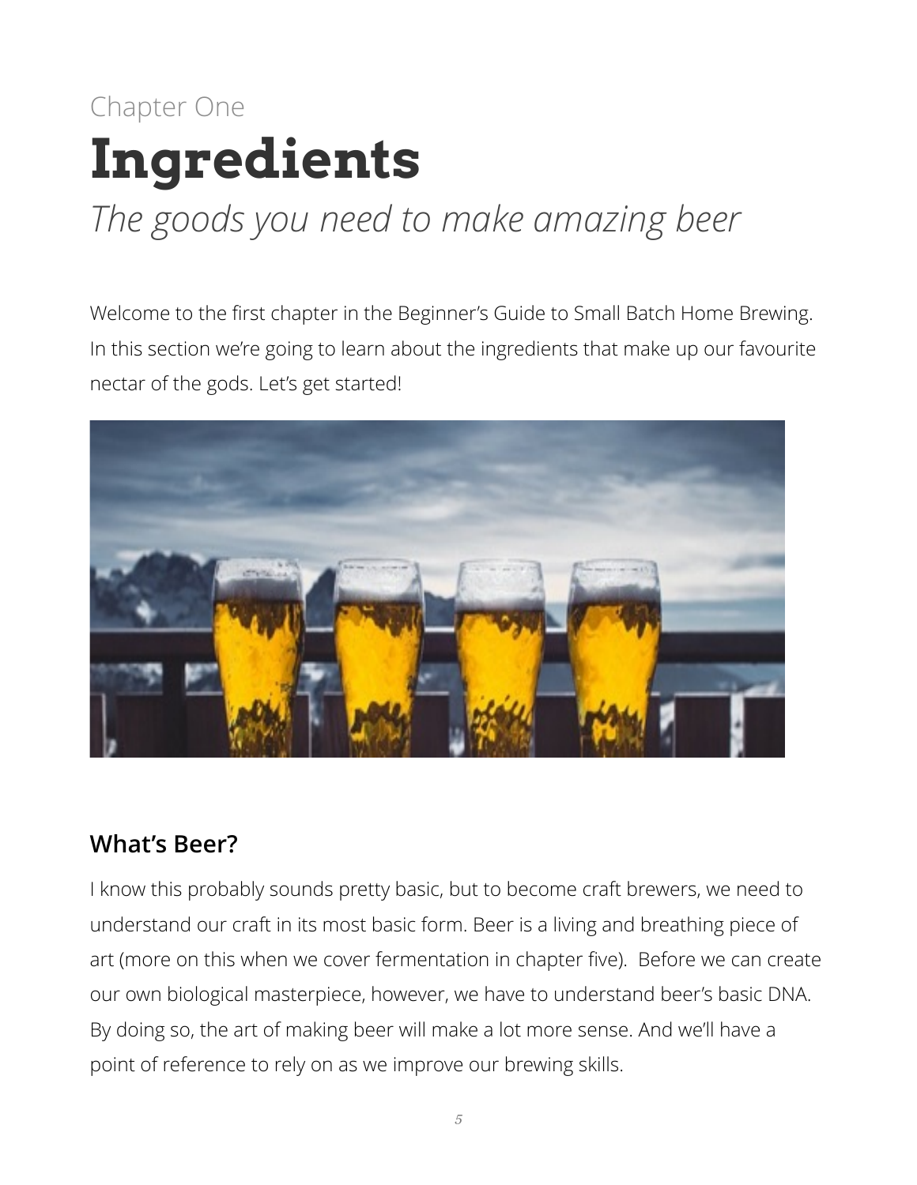Chapter One

# Ingredients

*The goods you need to make amazing beer*

Welcome to the first chapter in the Beginner's Guide to Small Batch Home Brewing. In this section we're going to learn about the ingredients that make up our favourite nectar of the gods. Let's get started!

## What's Beer?

I know this probably sounds pretty basic, but to become craft brewers, we need to understand our craft in its most basic form. Beer is a living and breathing piece of art (more on this when we cover fermentation in chapter five). Before we can create our own biological masterpiece, however, we have to understand beer's basic DNA. By doing so, the art of making beer will make a lot more sense. And we'll have a point of reference to rely on as we improve our brewing skills.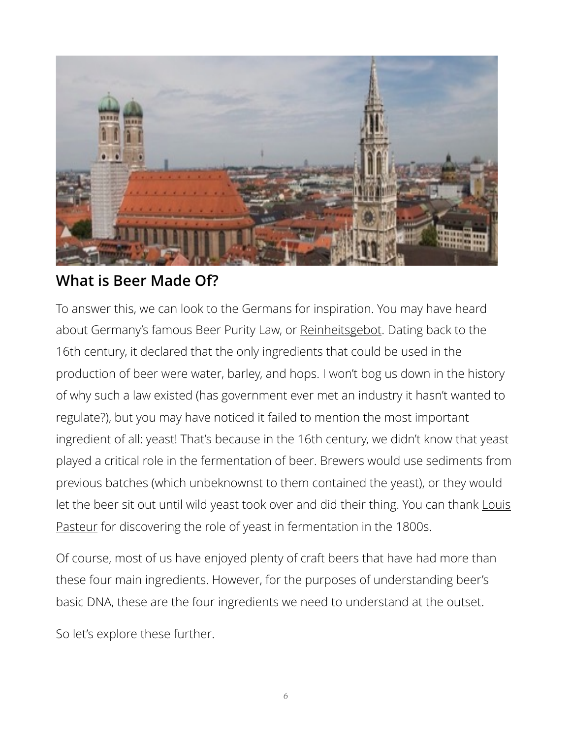## What is Beer Made Of?

To answer this, we can look to the Germans for inspiration. You may have heard about Germany's famous Beer Purity Law, or Reinheitsgebot. Dating back to the 16th century, it declared that the only ingredients that could be used in the production of beer were water, barley, and hops. I won't bog us down in the history of why such a law existed (has government ever met an industry it hasn't wanted to regulate?), but you may have noticed it failed to mention the most important ingredient of all: yeast! That's because in the 16th century, we didn't know that yeast played a critical role in the fermentation of beer. Brewers would use sediments from previous batches (which unbeknownst to them contained the yeast), or they would let the beer sit out until wild yeast took over and did their thing. You can thank Louis Pasteur for discovering the role of yeast in fermentation in the 1800s.

Of course, most of us have enjoyed plenty of craft beers that have had more than these four main ingredients. However, for the purposes of understanding beer's basic DNA, these are the four ingredients we need to understand at the outset.

So let's explore these further.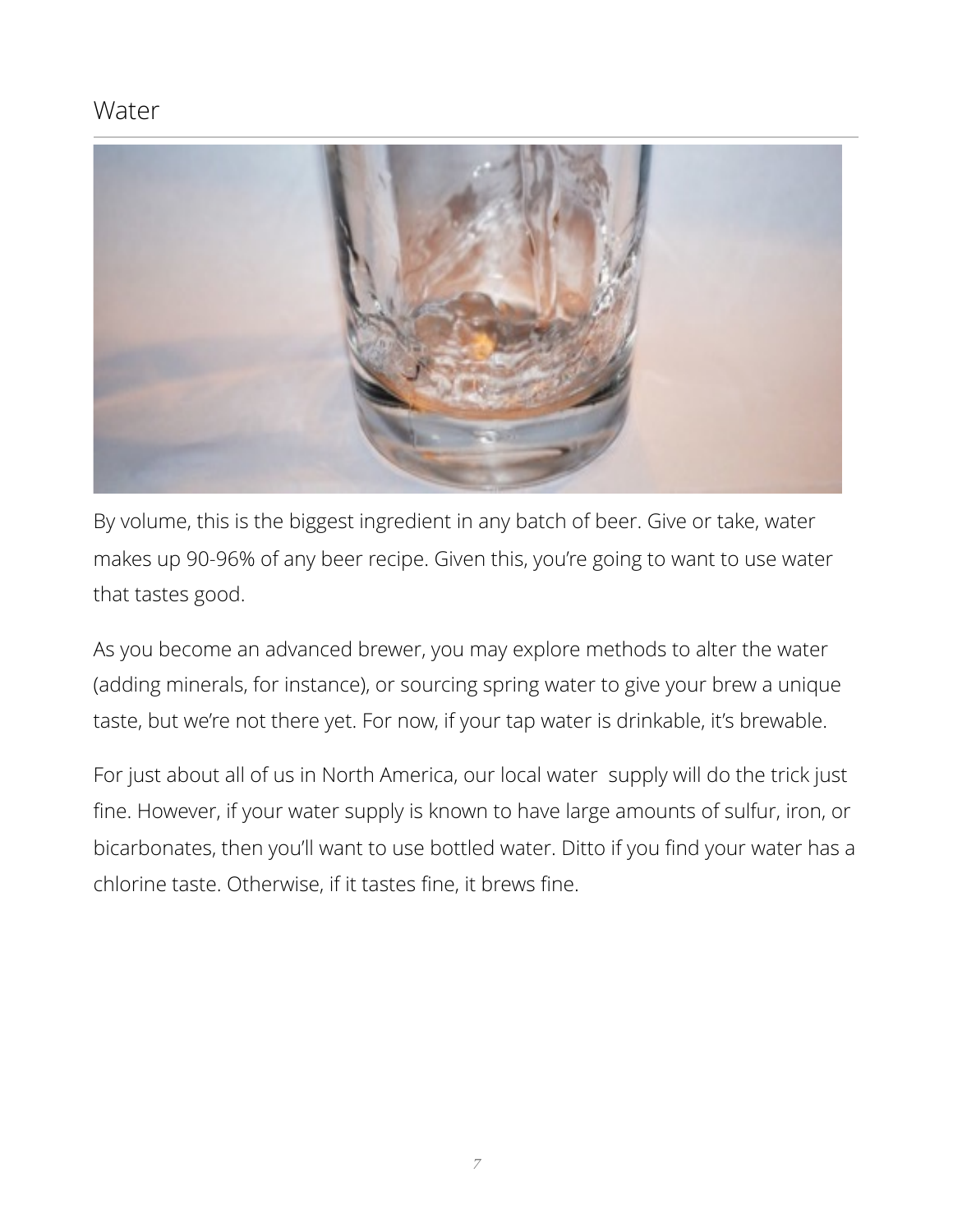## Water

By volume, this is the biggest ingredient in any batch of beer. Give or take, water makes up 90-96% of any beer recipe. Given this, you're going to want to use water that tastes good.

As you become an advanced brewer, you may explore methods to alter the water (adding minerals, for instance), or sourcing spring water to give your brew a unique taste, but we're not there yet. For now, if your tap water is drinkable, it's brewable.

For just about all of us in North America, our local water supply will do the trick just fine. However, if your water supply is known to have large amounts of sulfur, iron, or bicarbonates, then you'll want to use bottled water. Ditto if you find your water has a chlorine taste. Otherwise, if it tastes fine, it brews fine.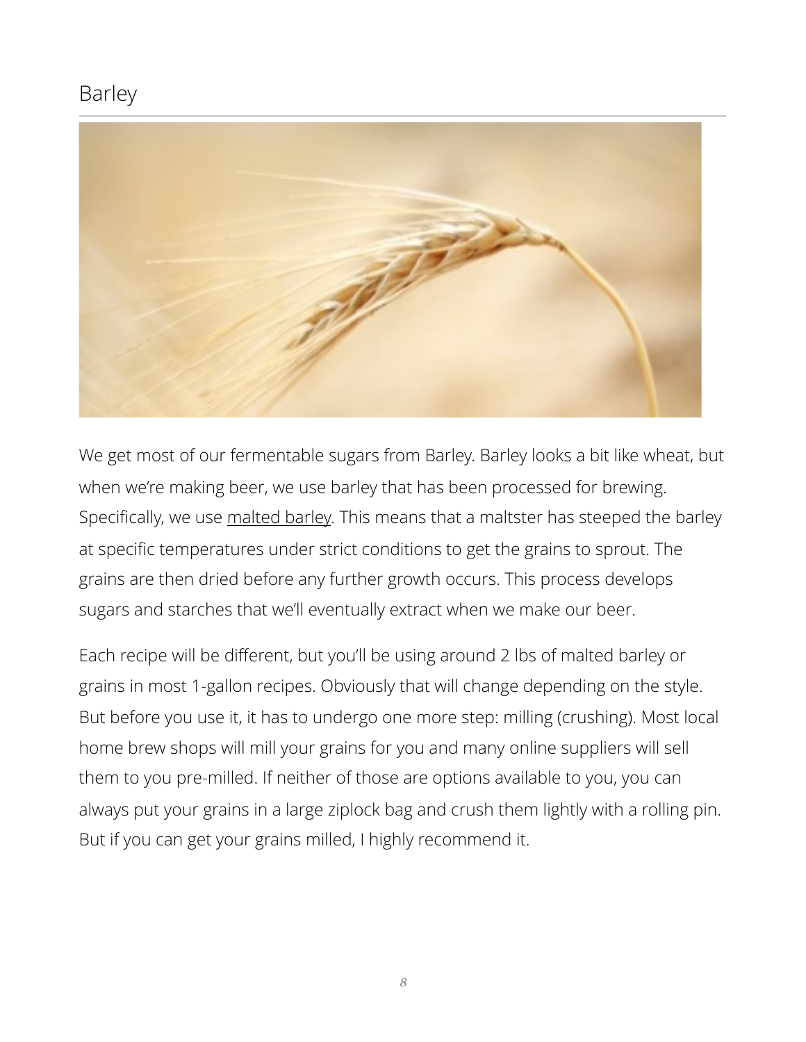## Barley

We get most of our fermentable sugars from Barley. Barley looks a bit like wheat, but when we're making beer, we use barley that has been processed for brewing. Specifically, we use malted barley. This means that a maltster has steeped the barley at specific temperatures under strict conditions to get the grains to sprout. The grains are then dried before any further growth occurs. This process develops sugars and starches that we'll eventually extract when we make our beer.

Each recipe will be different, but you'll be using around 2 lbs of malted barley or grains in most 1-gallon recipes. Obviously that will change depending on the style. But before you use it, it has to undergo one more step: milling (crushing). Most local home brew shops will mill your grains for you and many online suppliers will sell them to you pre-milled. If neither of those are options available to you, you can always put your grains in a large ziplock bag and crush them lightly with a rolling pin. But if you can get your grains milled, I highly recommend it.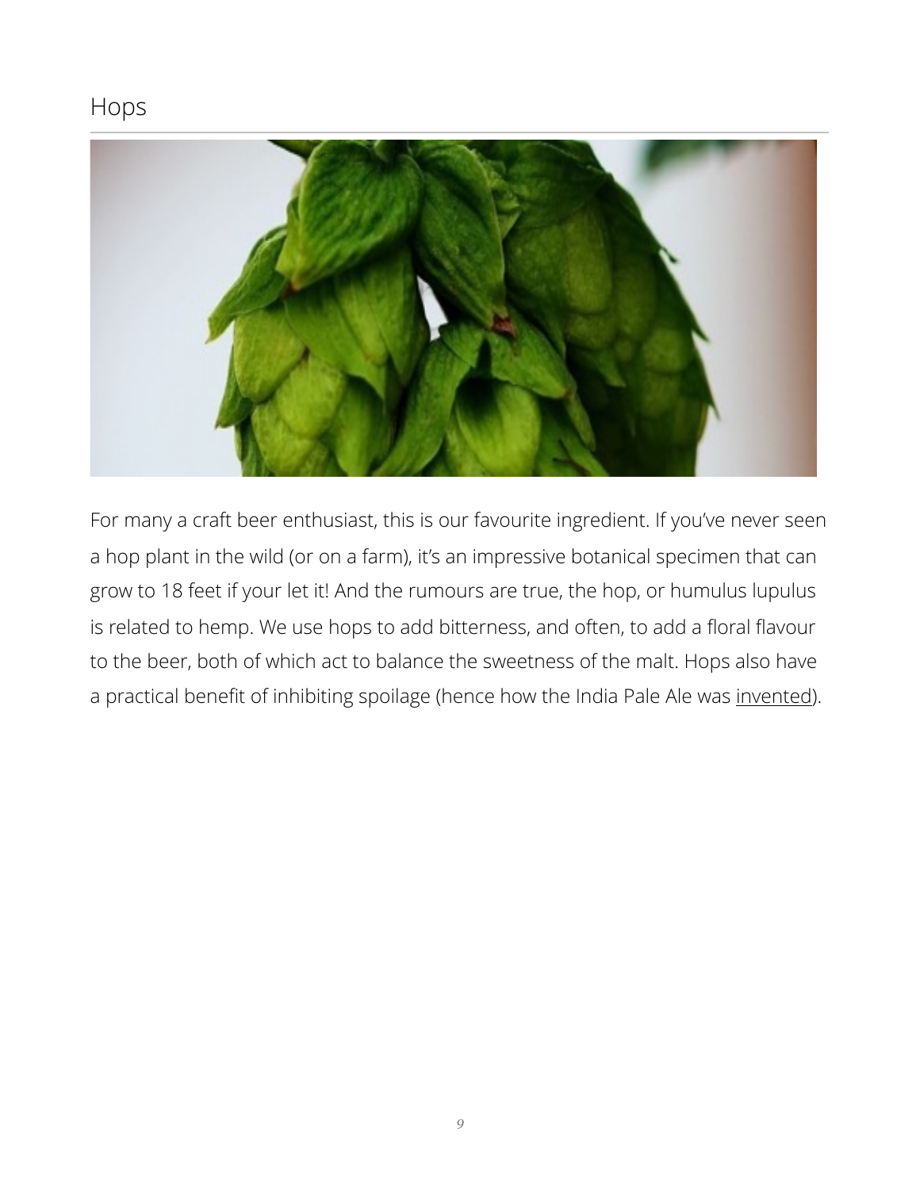# Hops

For many a craft beer enthusiast, this is our favourite ingredient. If you've never seen a hop plant in the wild (or on a farm), it's an impressive botanical specimen that can grow to 18 feet if your let it! And the rumours are true, the hop, or humulus lupulus is related to hemp. We use hops to add bitterness, and often, to add a floral flavour to the beer, both of which act to balance the sweetness of the malt. Hops also have a practical benefit of inhibiting spoilage (hence how the India Pale Ale was invented).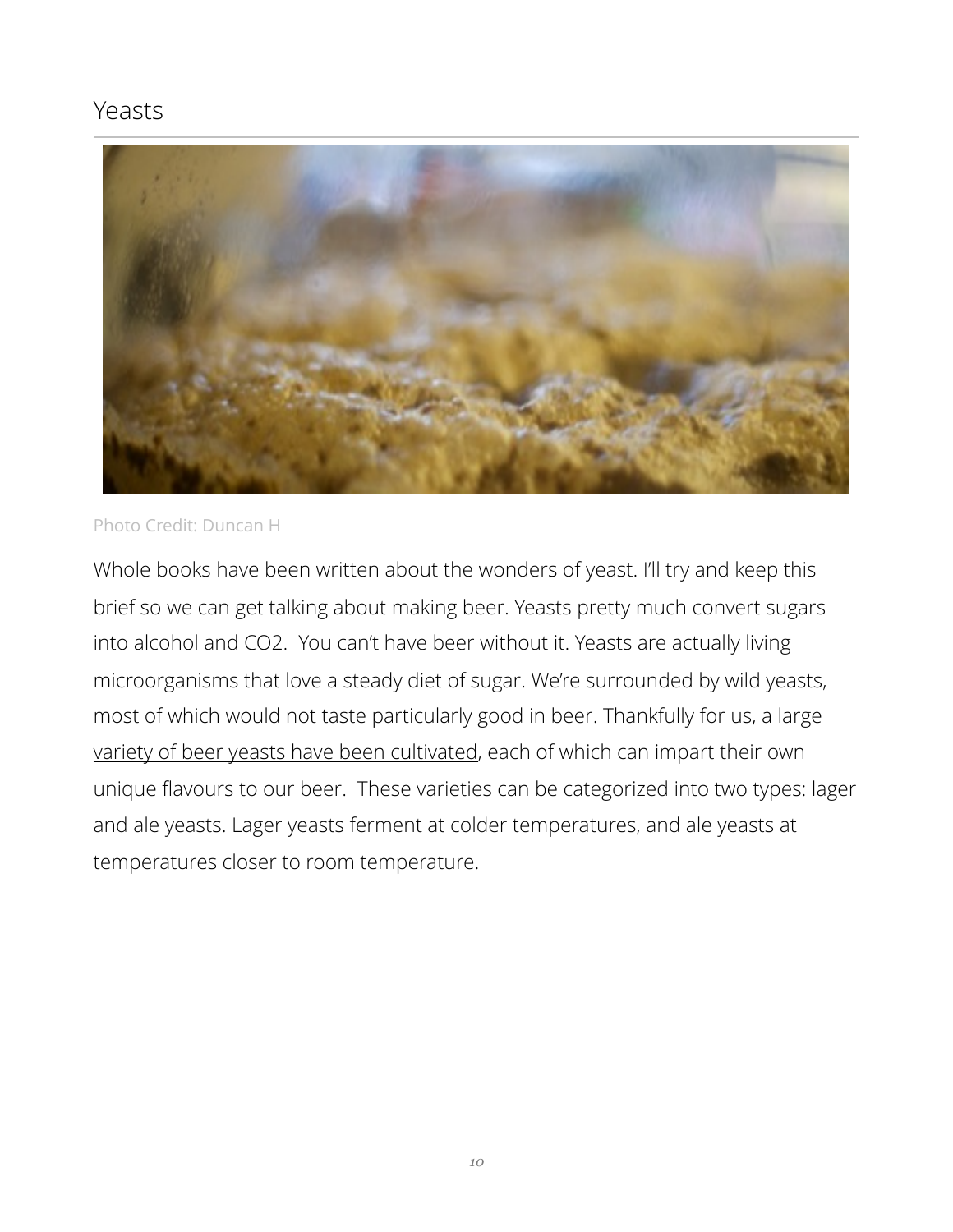## Yeasts

Photo Credit: Duncan H

Whole books have been written about the wonders of yeast. I'll try and keep this brief so we can get talking about making beer. Yeasts pretty much convert sugars into alcohol and CO2. You can't have beer without it. Yeasts are actually living microorganisms that love a steady diet of sugar. We're surrounded by wild yeasts, most of which would not taste particularly good in beer. Thankfully for us, a large variety of beer yeasts have been cultivated, each of which can impart their own unique flavours to our beer. These varieties can be categorized into two types: lager and ale yeasts. Lager yeasts ferment at colder temperatures, and ale yeasts at temperatures closer to room temperature.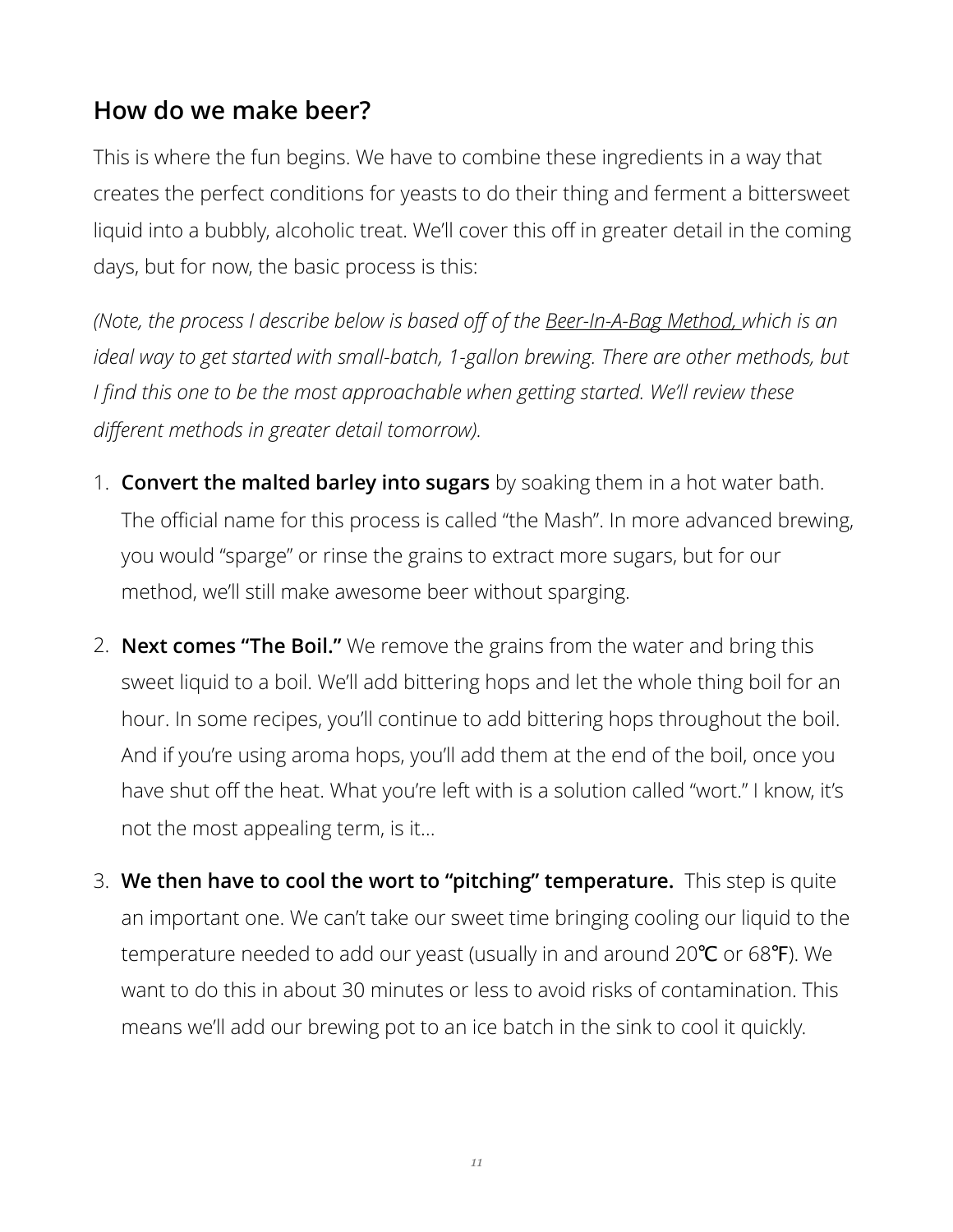## How do we make beer?

This is where the fun begins. We have to combine these ingredients in a way that creates the perfect conditions for yeasts to do their thing and ferment a bittersweet liquid into a bubbly, alcoholic treat. We'll cover this off in greater detail in the coming days, but for now, the basic process is this:

*(Note, the process I describe below is based off of the Beer-In-A-Bag Method, which is an ideal way to get started with small-batch, 1-gallon brewing. There are other methods, but I find this one to be the most approachable when getting started. We'll review these different methods in greater detail tomorrow).*

1. **Convert the malted barley into sugars** by soaking them in a hot water bath. The official name for this process is called "the Mash". In more advanced brewing, you would "sparge" or rinse the grains to extract more sugars, but for our method, we'll still make awesome beer without sparging.
2. **Next comes "The Boil."** We remove the grains from the water and bring this sweet liquid to a boil. We'll add bittering hops and let the whole thing boil for an hour. In some recipes, you'll continue to add bittering hops throughout the boil. And if you're using aroma hops, you'll add them at the end of the boil, once you have shut off the heat. What you're left with is a solution called "wort." I know, it's not the most appealing term, is it...
3. **We then have to cool the wort to "pitching" temperature.** This step is quite an important one. We can't take our sweet time bringing cooling our liquid to the temperature needed to add our yeast (usually in and around 20℃ or 68℉). We want to do this in about 30 minutes or less to avoid risks of contamination. This means we'll add our brewing pot to an ice batch in the sink to cool it quickly.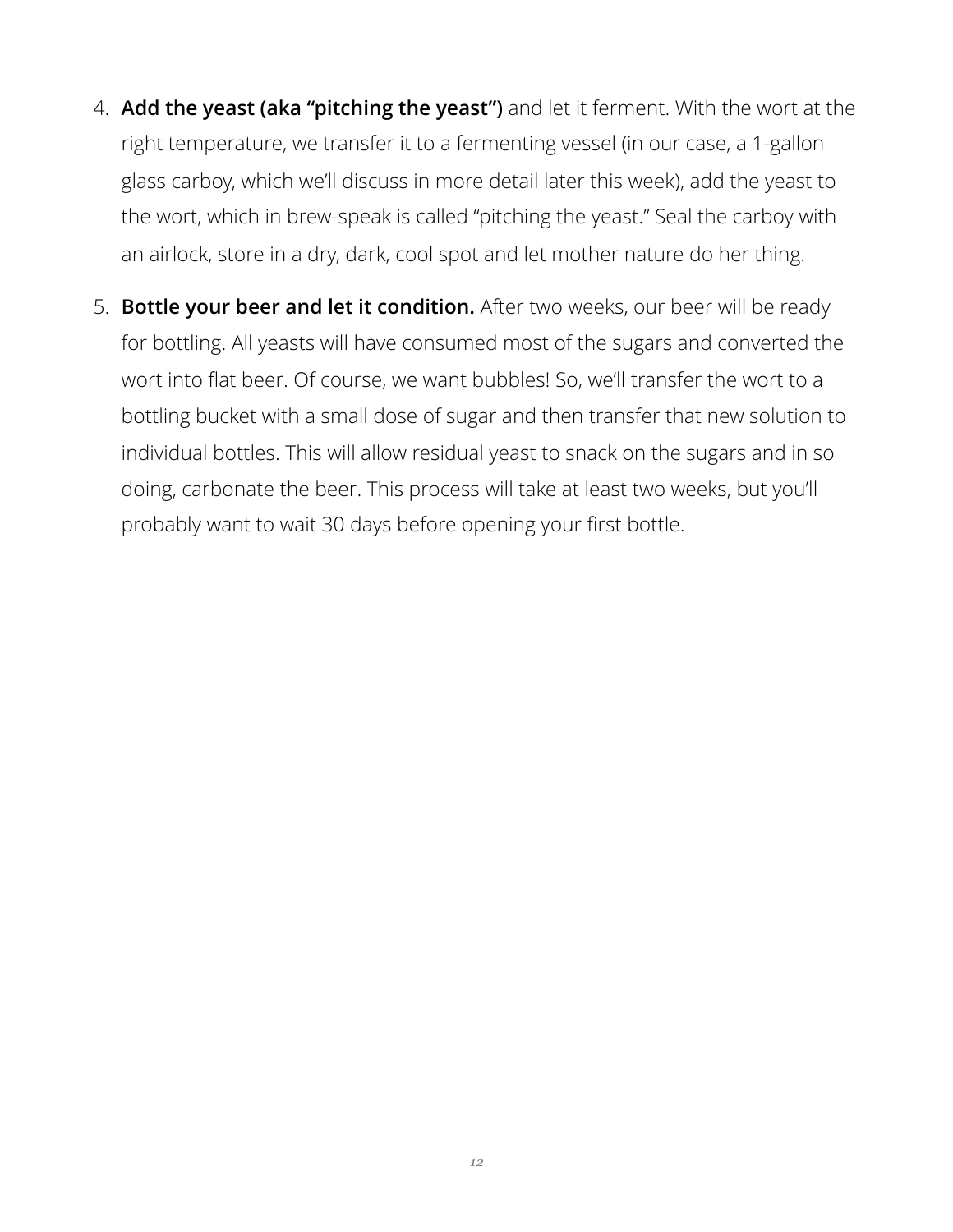4. **Add the yeast (aka "pitching the yeast")** and let it ferment. With the wort at the right temperature, we transfer it to a fermenting vessel (in our case, a 1-gallon glass carboy, which we'll discuss in more detail later this week), add the yeast to the wort, which in brew-speak is called "pitching the yeast." Seal the carboy with an airlock, store in a dry, dark, cool spot and let mother nature do her thing.

5. **Bottle your beer and let it condition.** After two weeks, our beer will be ready for bottling. All yeasts will have consumed most of the sugars and converted the wort into flat beer. Of course, we want bubbles! So, we'll transfer the wort to a bottling bucket with a small dose of sugar and then transfer that new solution to individual bottles. This will allow residual yeast to snack on the sugars and in so doing, carbonate the beer. This process will take at least two weeks, but you'll probably want to wait 30 days before opening your first bottle.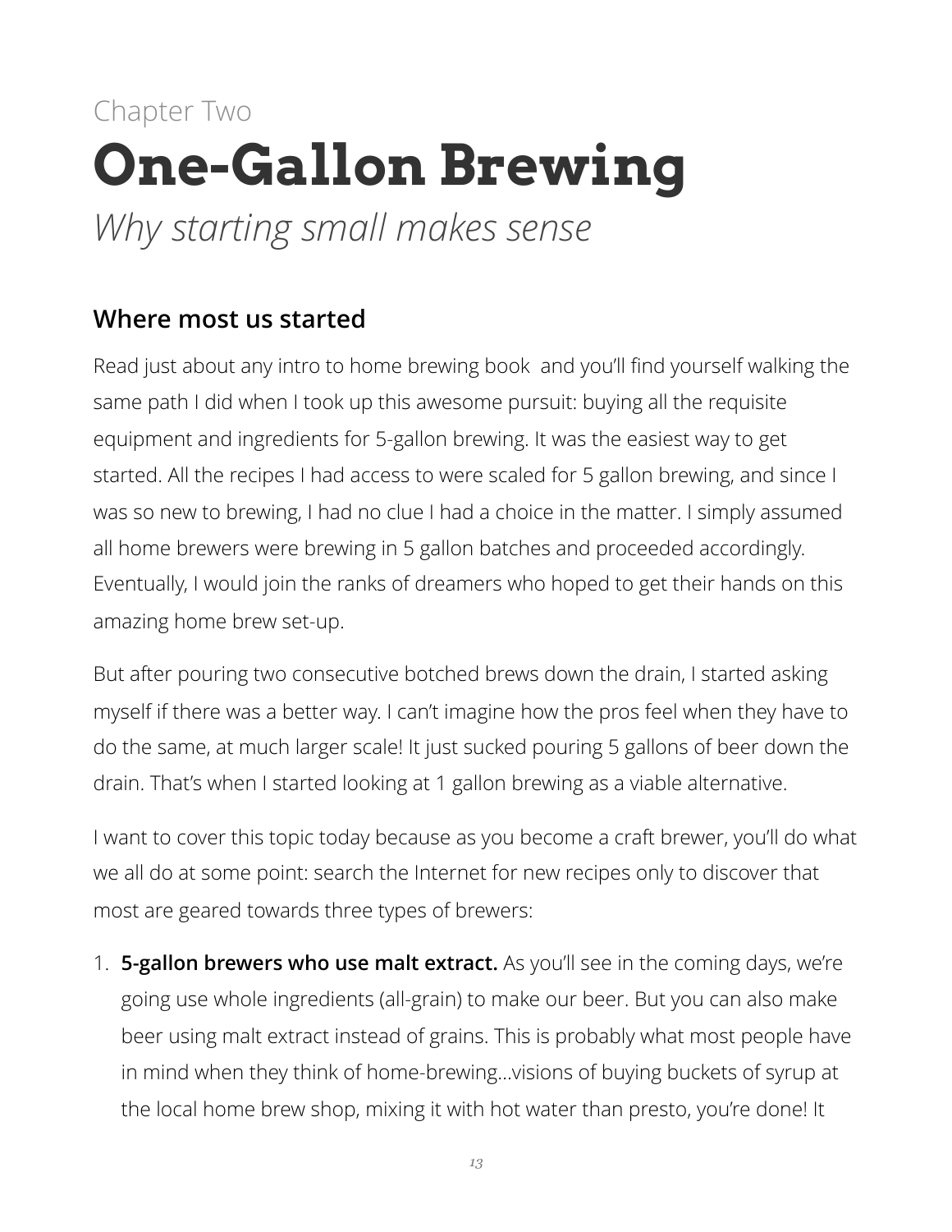Chapter Two

# One-Gallon Brewing

*Why starting small makes sense*

## Where most us started

Read just about any intro to home brewing book  and you'll find yourself walking the same path I did when I took up this awesome pursuit: buying all the requisite equipment and ingredients for 5-gallon brewing. It was the easiest way to get started. All the recipes I had access to were scaled for 5 gallon brewing, and since I was so new to brewing, I had no clue I had a choice in the matter. I simply assumed all home brewers were brewing in 5 gallon batches and proceeded accordingly. Eventually, I would join the ranks of dreamers who hoped to get their hands on this amazing home brew set-up.

But after pouring two consecutive botched brews down the drain, I started asking myself if there was a better way. I can't imagine how the pros feel when they have to do the same, at much larger scale! It just sucked pouring 5 gallons of beer down the drain. That's when I started looking at 1 gallon brewing as a viable alternative.

I want to cover this topic today because as you become a craft brewer, you'll do what we all do at some point: search the Internet for new recipes only to discover that most are geared towards three types of brewers:

1. **5-gallon brewers who use malt extract.** As you'll see in the coming days, we're going use whole ingredients (all-grain) to make our beer. But you can also make beer using malt extract instead of grains. This is probably what most people have in mind when they think of home-brewing…visions of buying buckets of syrup at the local home brew shop, mixing it with hot water than presto, you're done! It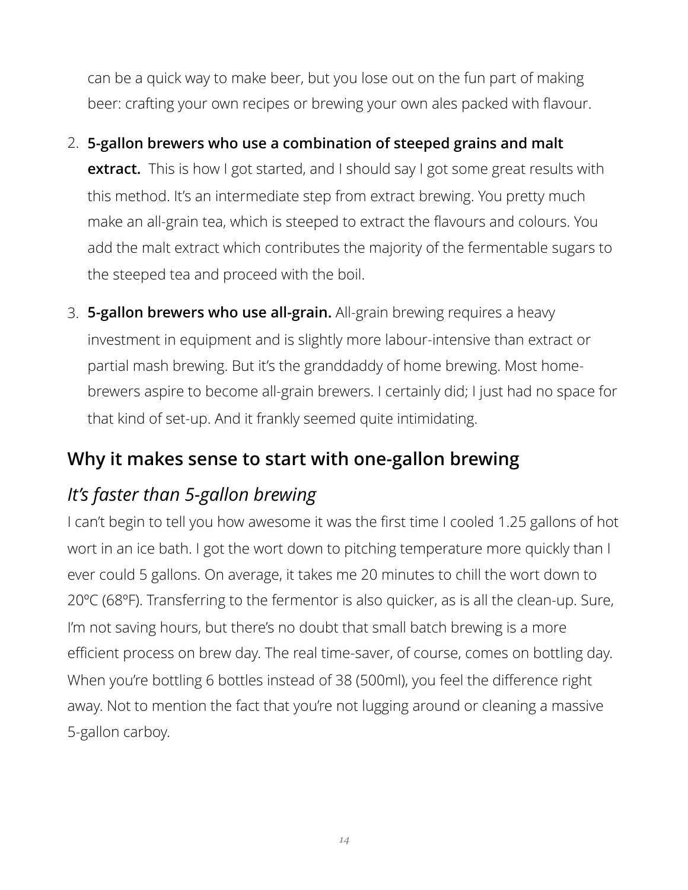can be a quick way to make beer, but you lose out on the fun part of making beer: crafting your own recipes or brewing your own ales packed with flavour.

2. **5-gallon brewers who use a combination of steeped grains and malt extract.** This is how I got started, and I should say I got some great results with this method. It's an intermediate step from extract brewing. You pretty much make an all-grain tea, which is steeped to extract the flavours and colours. You add the malt extract which contributes the majority of the fermentable sugars to the steeped tea and proceed with the boil.

3. **5-gallon brewers who use all-grain.** All-grain brewing requires a heavy investment in equipment and is slightly more labour-intensive than extract or partial mash brewing. But it's the granddaddy of home brewing. Most home-brewers aspire to become all-grain brewers. I certainly did; I just had no space for that kind of set-up. And it frankly seemed quite intimidating.

## Why it makes sense to start with one-gallon brewing

### *It's faster than 5-gallon brewing*

I can't begin to tell you how awesome it was the first time I cooled 1.25 gallons of hot wort in an ice bath. I got the wort down to pitching temperature more quickly than I ever could 5 gallons. On average, it takes me 20 minutes to chill the wort down to 20ºC (68ºF). Transferring to the fermentor is also quicker, as is all the clean-up. Sure, I'm not saving hours, but there's no doubt that small batch brewing is a more efficient process on brew day. The real time-saver, of course, comes on bottling day. When you're bottling 6 bottles instead of 38 (500ml), you feel the difference right away. Not to mention the fact that you're not lugging around or cleaning a massive 5-gallon carboy.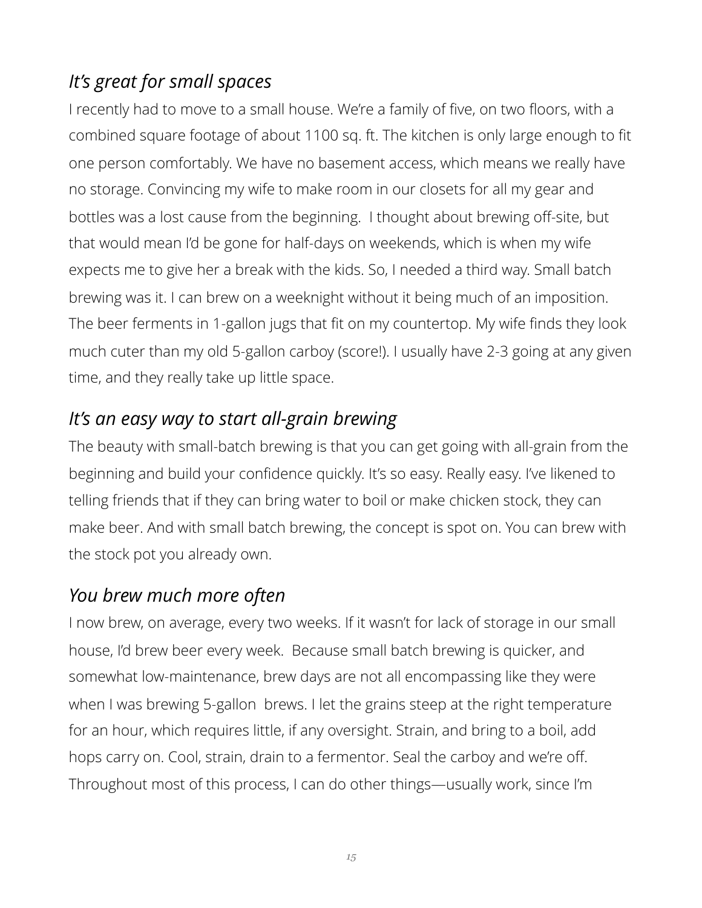### *It's great for small spaces*

I recently had to move to a small house. We're a family of five, on two floors, with a combined square footage of about 1100 sq. ft. The kitchen is only large enough to fit one person comfortably. We have no basement access, which means we really have no storage. Convincing my wife to make room in our closets for all my gear and bottles was a lost cause from the beginning. I thought about brewing off-site, but that would mean I'd be gone for half-days on weekends, which is when my wife expects me to give her a break with the kids. So, I needed a third way. Small batch brewing was it. I can brew on a weeknight without it being much of an imposition. The beer ferments in 1-gallon jugs that fit on my countertop. My wife finds they look much cuter than my old 5-gallon carboy (score!). I usually have 2-3 going at any given time, and they really take up little space.

### *It's an easy way to start all-grain brewing*

The beauty with small-batch brewing is that you can get going with all-grain from the beginning and build your confidence quickly. It's so easy. Really easy. I've likened to telling friends that if they can bring water to boil or make chicken stock, they can make beer. And with small batch brewing, the concept is spot on. You can brew with the stock pot you already own.

### *You brew much more often*

I now brew, on average, every two weeks. If it wasn't for lack of storage in our small house, I'd brew beer every week. Because small batch brewing is quicker, and somewhat low-maintenance, brew days are not all encompassing like they were when I was brewing 5-gallon brews. I let the grains steep at the right temperature for an hour, which requires little, if any oversight. Strain, and bring to a boil, add hops carry on. Cool, strain, drain to a fermentor. Seal the carboy and we're off. Throughout most of this process, I can do other things—usually work, since I'm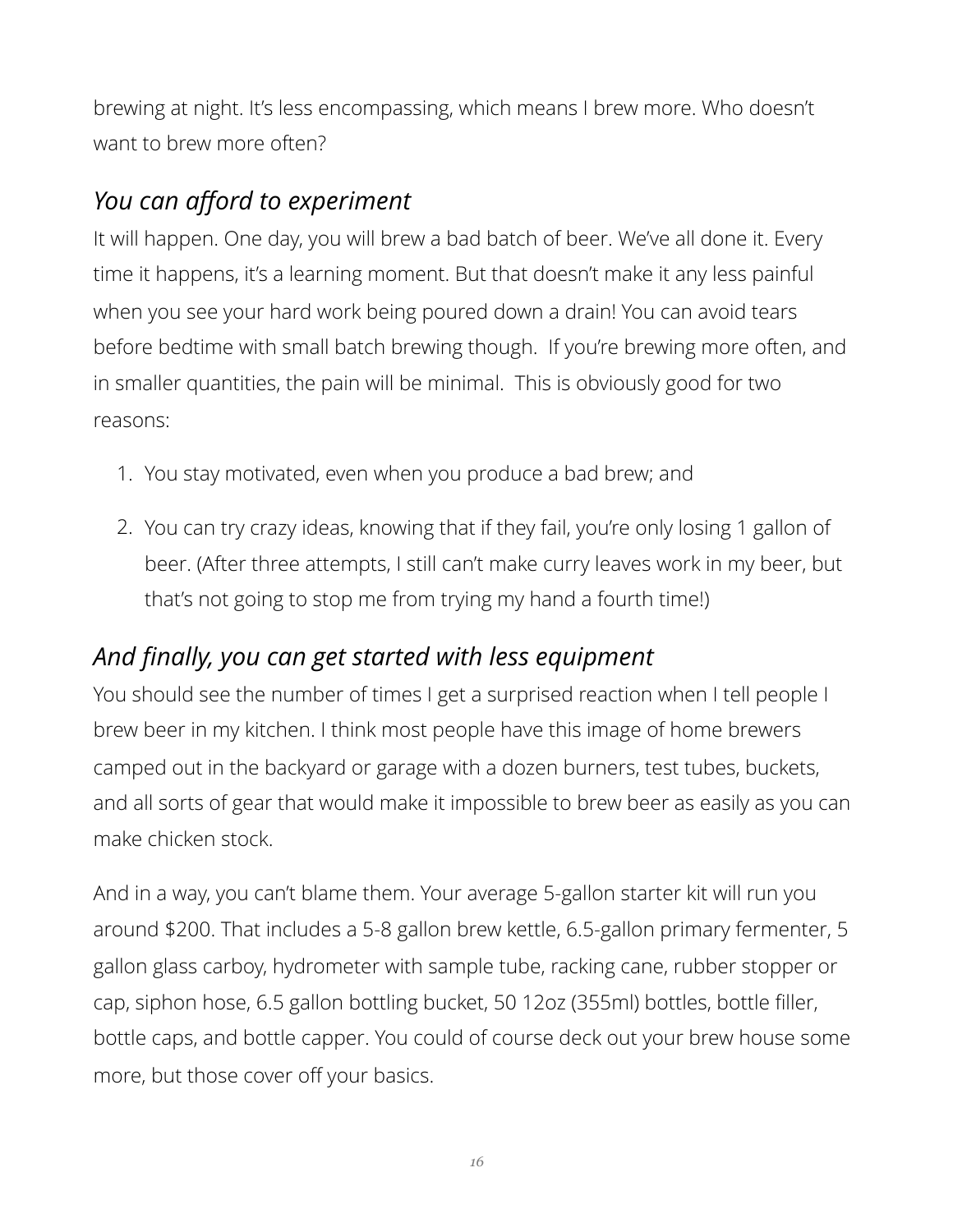brewing at night. It's less encompassing, which means I brew more. Who doesn't want to brew more often?

## *You can afford to experiment*

It will happen. One day, you will brew a bad batch of beer. We've all done it. Every time it happens, it's a learning moment. But that doesn't make it any less painful when you see your hard work being poured down a drain! You can avoid tears before bedtime with small batch brewing though. If you're brewing more often, and in smaller quantities, the pain will be minimal. This is obviously good for two reasons:

1. You stay motivated, even when you produce a bad brew; and
2. You can try crazy ideas, knowing that if they fail, you're only losing 1 gallon of beer. (After three attempts, I still can't make curry leaves work in my beer, but that's not going to stop me from trying my hand a fourth time!)

## *And finally, you can get started with less equipment*

You should see the number of times I get a surprised reaction when I tell people I brew beer in my kitchen. I think most people have this image of home brewers camped out in the backyard or garage with a dozen burners, test tubes, buckets, and all sorts of gear that would make it impossible to brew beer as easily as you can make chicken stock.

And in a way, you can't blame them. Your average 5-gallon starter kit will run you around $200. That includes a 5-8 gallon brew kettle, 6.5-gallon primary fermenter, 5 gallon glass carboy, hydrometer with sample tube, racking cane, rubber stopper or cap, siphon hose, 6.5 gallon bottling bucket, 50 12oz (355ml) bottles, bottle filler, bottle caps, and bottle capper. You could of course deck out your brew house some more, but those cover off your basics.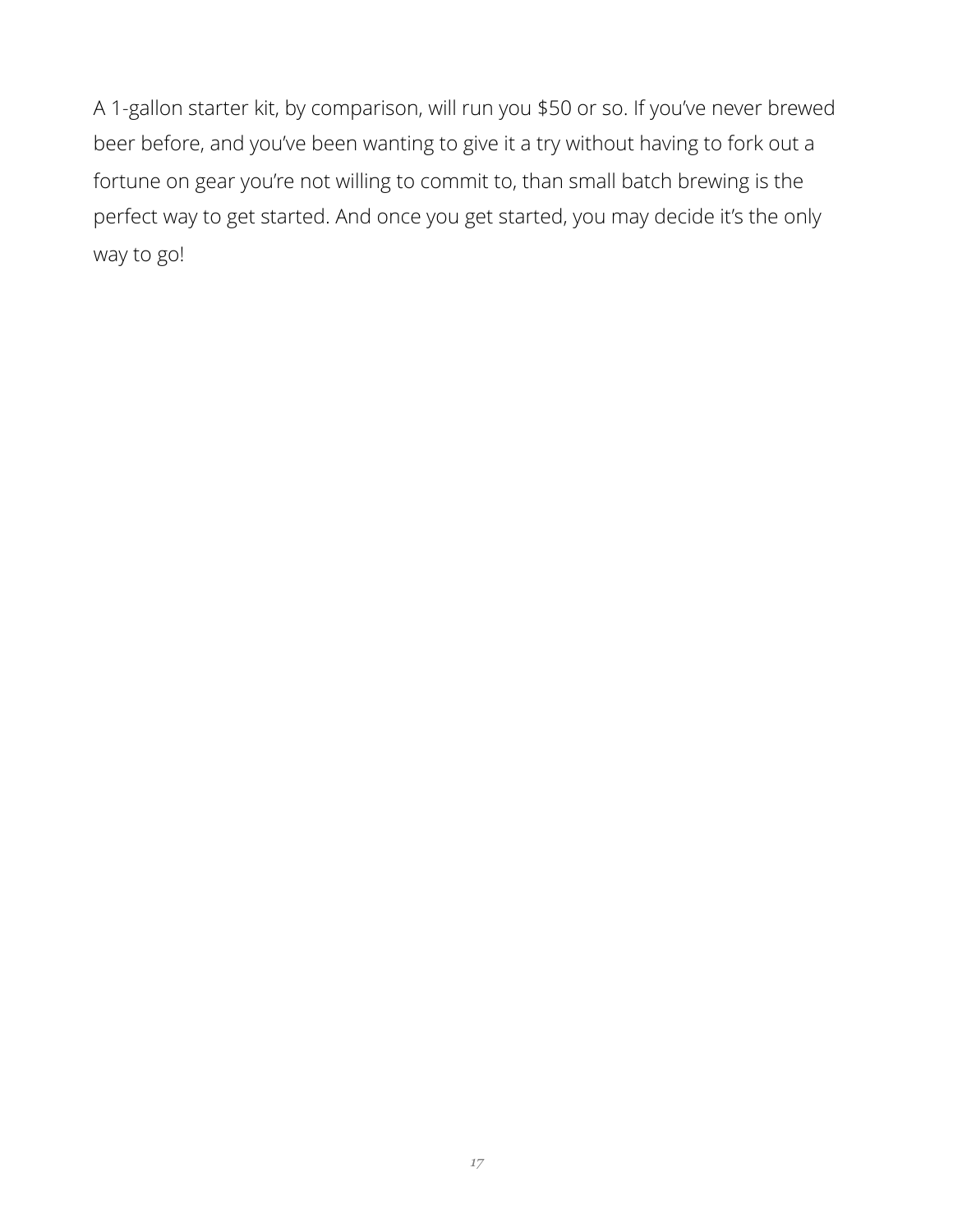A 1-gallon starter kit, by comparison, will run you $50 or so. If you've never brewed beer before, and you've been wanting to give it a try without having to fork out a fortune on gear you're not willing to commit to, than small batch brewing is the perfect way to get started. And once you get started, you may decide it's the only way to go!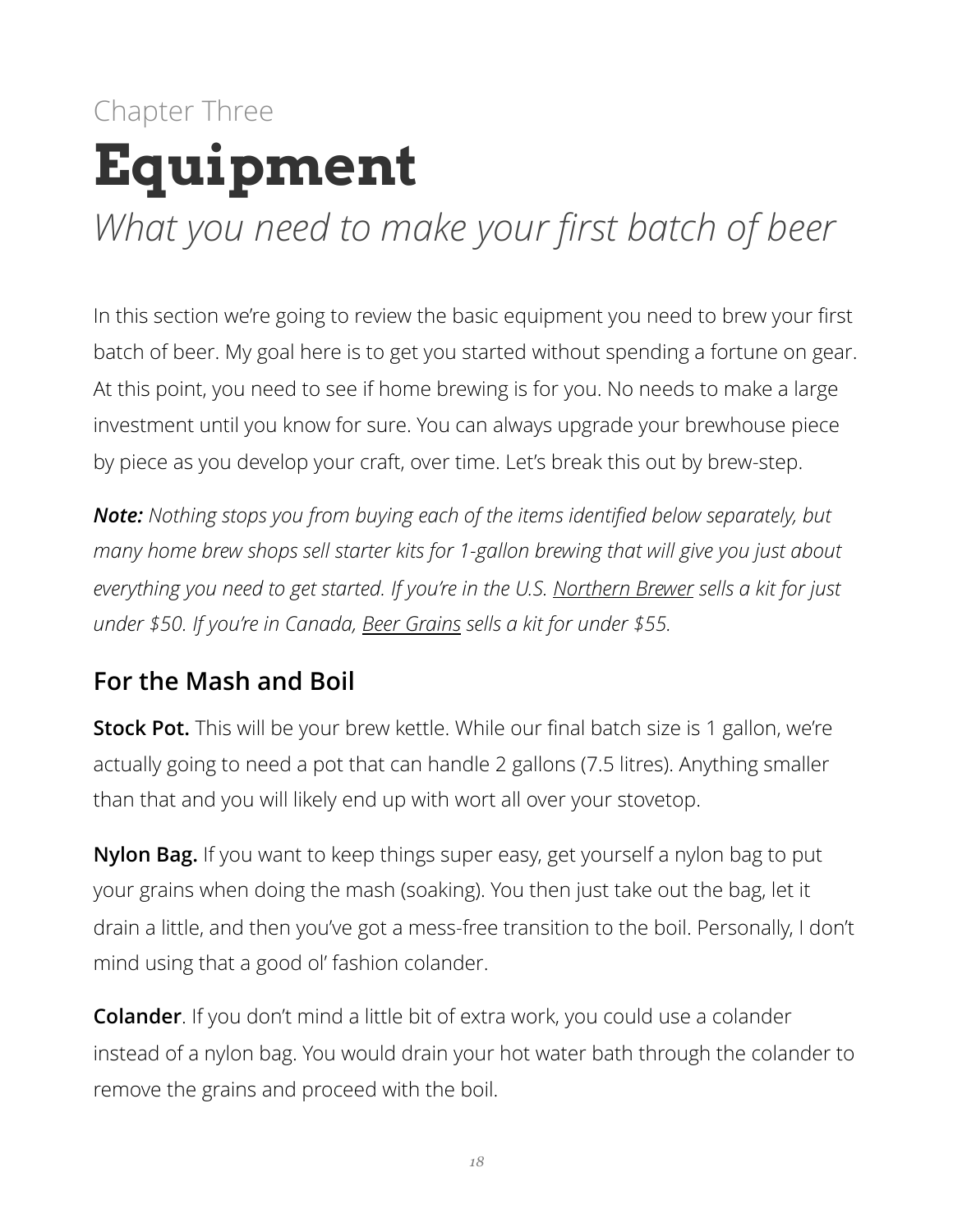Chapter Three

# Equipment

*What you need to make your first batch of beer*

In this section we're going to review the basic equipment you need to brew your first batch of beer. My goal here is to get you started without spending a fortune on gear. At this point, you need to see if home brewing is for you. No needs to make a large investment until you know for sure. You can always upgrade your brewhouse piece by piece as you develop your craft, over time. Let's break this out by brew-step.

***Note:*** *Nothing stops you from buying each of the items identified below separately, but many home brew shops sell starter kits for 1-gallon brewing that will give you just about everything you need to get started. If you're in the U.S. Northern Brewer sells a kit for just under $50. If you're in Canada, Beer Grains sells a kit for under $55.*

## For the Mash and Boil

**Stock Pot.** This will be your brew kettle. While our final batch size is 1 gallon, we're actually going to need a pot that can handle 2 gallons (7.5 litres). Anything smaller than that and you will likely end up with wort all over your stovetop.

**Nylon Bag.** If you want to keep things super easy, get yourself a nylon bag to put your grains when doing the mash (soaking). You then just take out the bag, let it drain a little, and then you've got a mess-free transition to the boil. Personally, I don't mind using that a good ol' fashion colander.

**Colander**. If you don't mind a little bit of extra work, you could use a colander instead of a nylon bag. You would drain your hot water bath through the colander to remove the grains and proceed with the boil.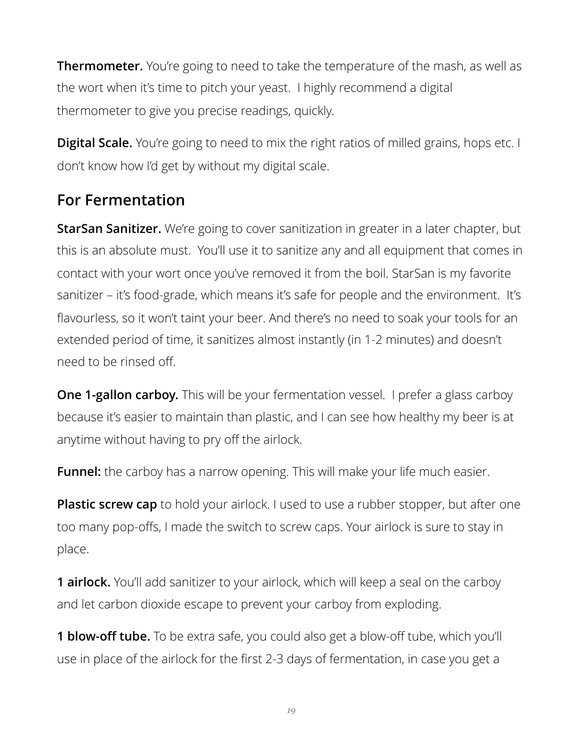**Thermometer.** You're going to need to take the temperature of the mash, as well as the wort when it's time to pitch your yeast. I highly recommend a digital thermometer to give you precise readings, quickly.

**Digital Scale.** You're going to need to mix the right ratios of milled grains, hops etc. I don't know how I'd get by without my digital scale.

## For Fermentation

**StarSan Sanitizer.** We're going to cover sanitization in greater in a later chapter, but this is an absolute must. You'll use it to sanitize any and all equipment that comes in contact with your wort once you've removed it from the boil. StarSan is my favorite sanitizer – it's food-grade, which means it's safe for people and the environment. It's flavourless, so it won't taint your beer. And there's no need to soak your tools for an extended period of time, it sanitizes almost instantly (in 1-2 minutes) and doesn't need to be rinsed off.

**One 1-gallon carboy.** This will be your fermentation vessel. I prefer a glass carboy because it's easier to maintain than plastic, and I can see how healthy my beer is at anytime without having to pry off the airlock.

**Funnel:** the carboy has a narrow opening. This will make your life much easier.

**Plastic screw cap** to hold your airlock. I used to use a rubber stopper, but after one too many pop-offs, I made the switch to screw caps. Your airlock is sure to stay in place.

**1 airlock.** You'll add sanitizer to your airlock, which will keep a seal on the carboy and let carbon dioxide escape to prevent your carboy from exploding.

**1 blow-off tube.** To be extra safe, you could also get a blow-off tube, which you'll use in place of the airlock for the first 2-3 days of fermentation, in case you get a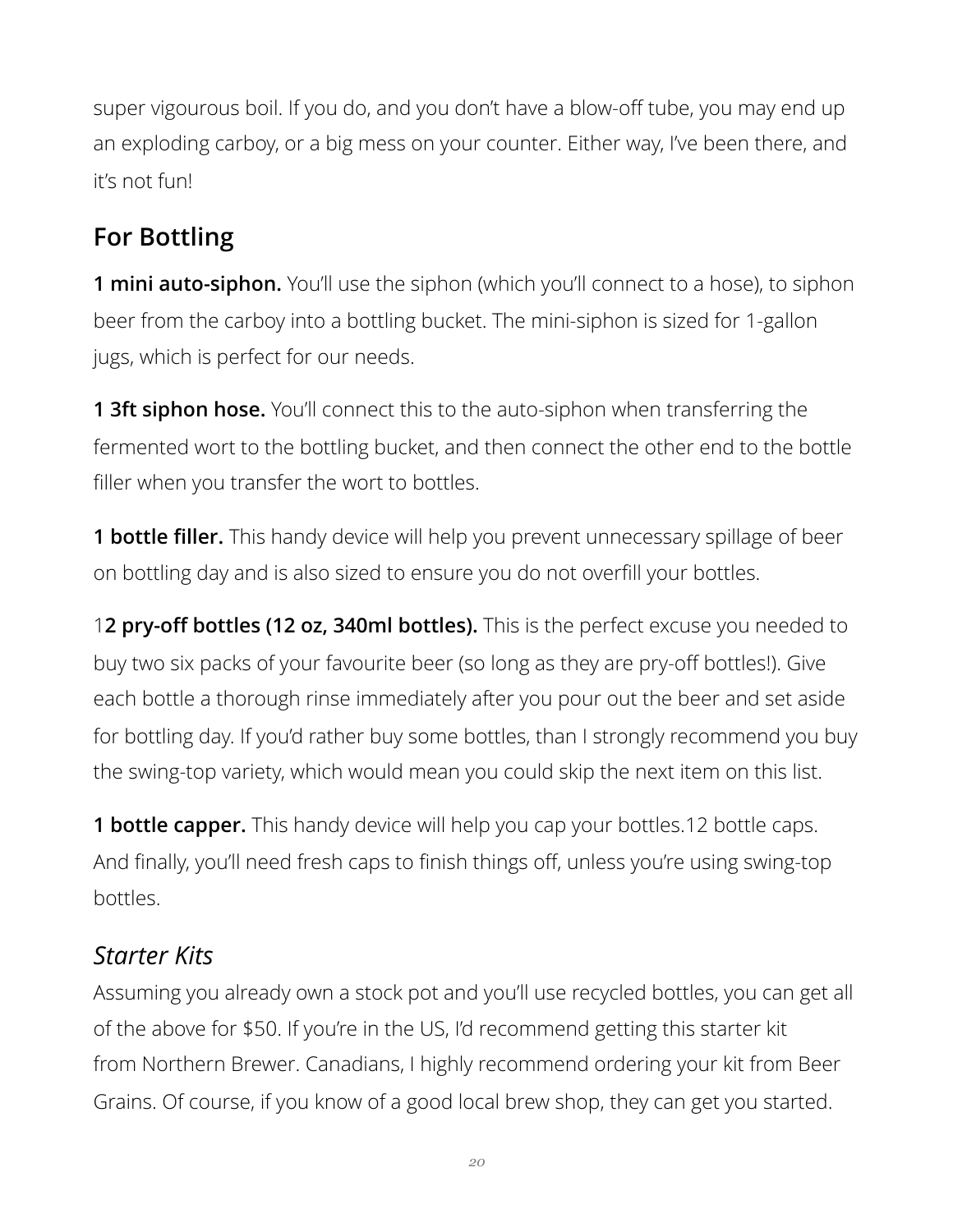super vigourous boil. If you do, and you don't have a blow-off tube, you may end up an exploding carboy, or a big mess on your counter. Either way, I've been there, and it's not fun!

## For Bottling

**1 mini auto-siphon.** You'll use the siphon (which you'll connect to a hose), to siphon beer from the carboy into a bottling bucket. The mini-siphon is sized for 1-gallon jugs, which is perfect for our needs.

**1 3ft siphon hose.** You'll connect this to the auto-siphon when transferring the fermented wort to the bottling bucket, and then connect the other end to the bottle filler when you transfer the wort to bottles.

**1 bottle filler.** This handy device will help you prevent unnecessary spillage of beer on bottling day and is also sized to ensure you do not overfill your bottles.

1**2 pry-off bottles (12 oz, 340ml bottles).** This is the perfect excuse you needed to buy two six packs of your favourite beer (so long as they are pry-off bottles!). Give each bottle a thorough rinse immediately after you pour out the beer and set aside for bottling day. If you'd rather buy some bottles, than I strongly recommend you buy the swing-top variety, which would mean you could skip the next item on this list.

**1 bottle capper.** This handy device will help you cap your bottles.12 bottle caps. And finally, you'll need fresh caps to finish things off, unless you're using swing-top bottles.

### *Starter Kits*

Assuming you already own a stock pot and you'll use recycled bottles, you can get all of the above for $50. If you're in the US, I'd recommend getting this starter kit from Northern Brewer. Canadians, I highly recommend ordering your kit from Beer Grains. Of course, if you know of a good local brew shop, they can get you started.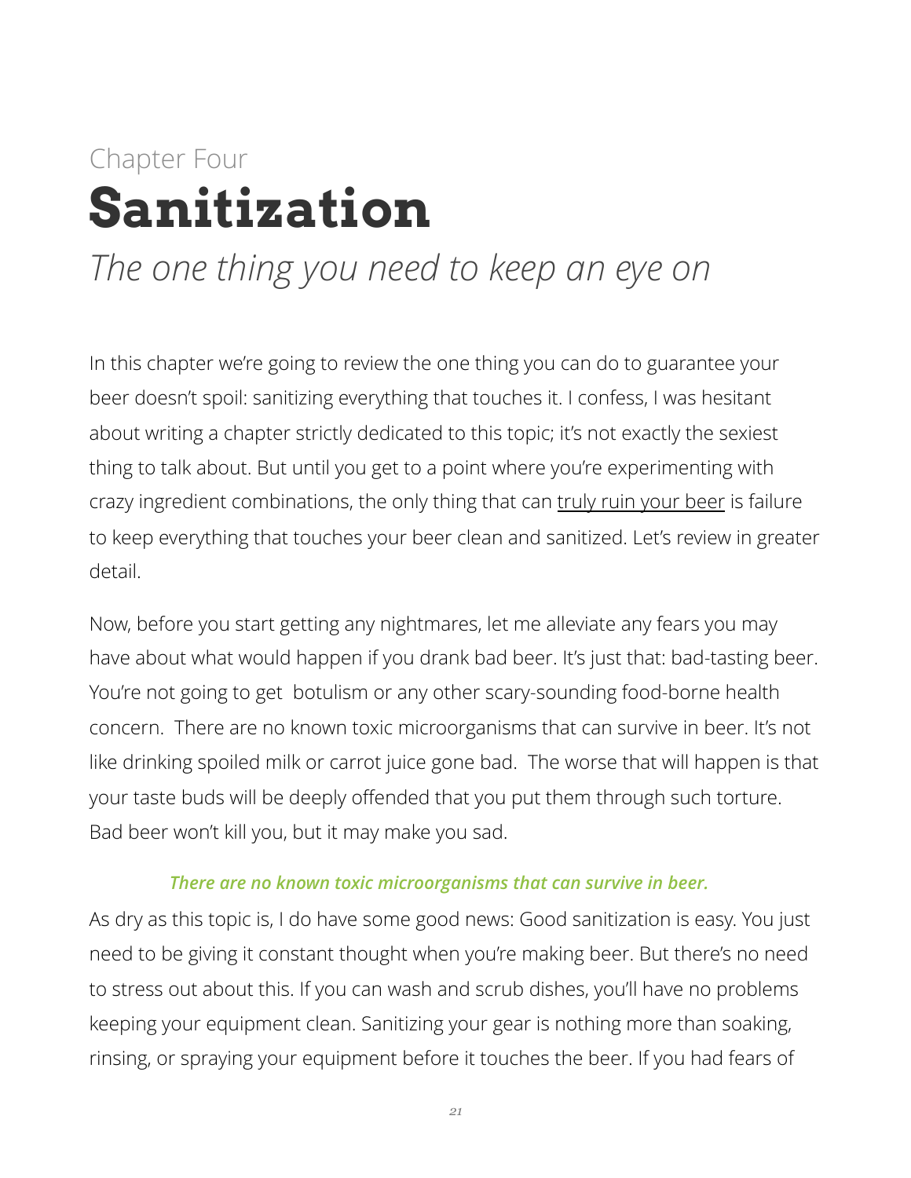Chapter Four

# Sanitization

*The one thing you need to keep an eye on*

In this chapter we're going to review the one thing you can do to guarantee your beer doesn't spoil: sanitizing everything that touches it. I confess, I was hesitant about writing a chapter strictly dedicated to this topic; it's not exactly the sexiest thing to talk about. But until you get to a point where you're experimenting with crazy ingredient combinations, the only thing that can truly ruin your beer is failure to keep everything that touches your beer clean and sanitized. Let's review in greater detail.

Now, before you start getting any nightmares, let me alleviate any fears you may have about what would happen if you drank bad beer. It's just that: bad-tasting beer. You're not going to get  botulism or any other scary-sounding food-borne health concern.  There are no known toxic microorganisms that can survive in beer. It's not like drinking spoiled milk or carrot juice gone bad.  The worse that will happen is that your taste buds will be deeply offended that you put them through such torture. Bad beer won't kill you, but it may make you sad.

***There are no known toxic microorganisms that can survive in beer.***

As dry as this topic is, I do have some good news: Good sanitization is easy. You just need to be giving it constant thought when you're making beer. But there's no need to stress out about this. If you can wash and scrub dishes, you'll have no problems keeping your equipment clean. Sanitizing your gear is nothing more than soaking, rinsing, or spraying your equipment before it touches the beer. If you had fears of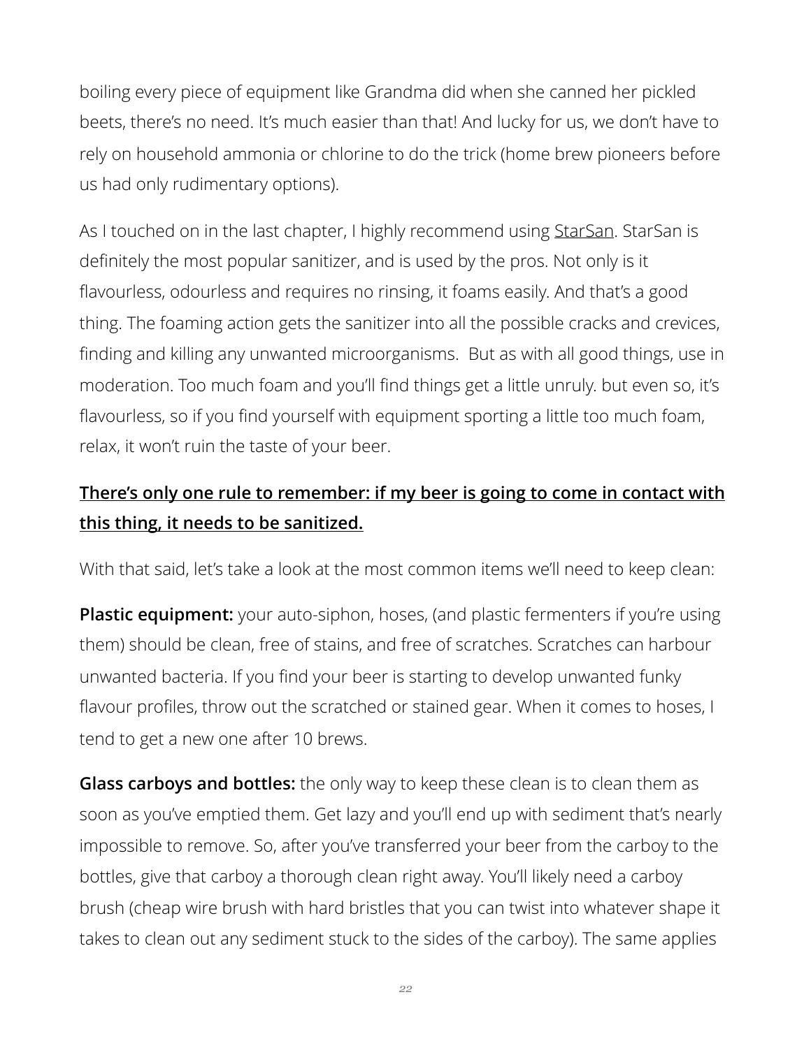boiling every piece of equipment like Grandma did when she canned her pickled beets, there's no need. It's much easier than that! And lucky for us, we don't have to rely on household ammonia or chlorine to do the trick (home brew pioneers before us had only rudimentary options).

As I touched on in the last chapter, I highly recommend using StarSan. StarSan is definitely the most popular sanitizer, and is used by the pros. Not only is it flavourless, odourless and requires no rinsing, it foams easily. And that's a good thing. The foaming action gets the sanitizer into all the possible cracks and crevices, finding and killing any unwanted microorganisms. But as with all good things, use in moderation. Too much foam and you'll find things get a little unruly. but even so, it's flavourless, so if you find yourself with equipment sporting a little too much foam, relax, it won't ruin the taste of your beer.

**There's only one rule to remember: if my beer is going to come in contact with this thing, it needs to be sanitized.**

With that said, let's take a look at the most common items we'll need to keep clean:

**Plastic equipment:** your auto-siphon, hoses, (and plastic fermenters if you're using them) should be clean, free of stains, and free of scratches. Scratches can harbour unwanted bacteria. If you find your beer is starting to develop unwanted funky flavour profiles, throw out the scratched or stained gear. When it comes to hoses, I tend to get a new one after 10 brews.

**Glass carboys and bottles:** the only way to keep these clean is to clean them as soon as you've emptied them. Get lazy and you'll end up with sediment that's nearly impossible to remove. So, after you've transferred your beer from the carboy to the bottles, give that carboy a thorough clean right away. You'll likely need a carboy brush (cheap wire brush with hard bristles that you can twist into whatever shape it takes to clean out any sediment stuck to the sides of the carboy). The same applies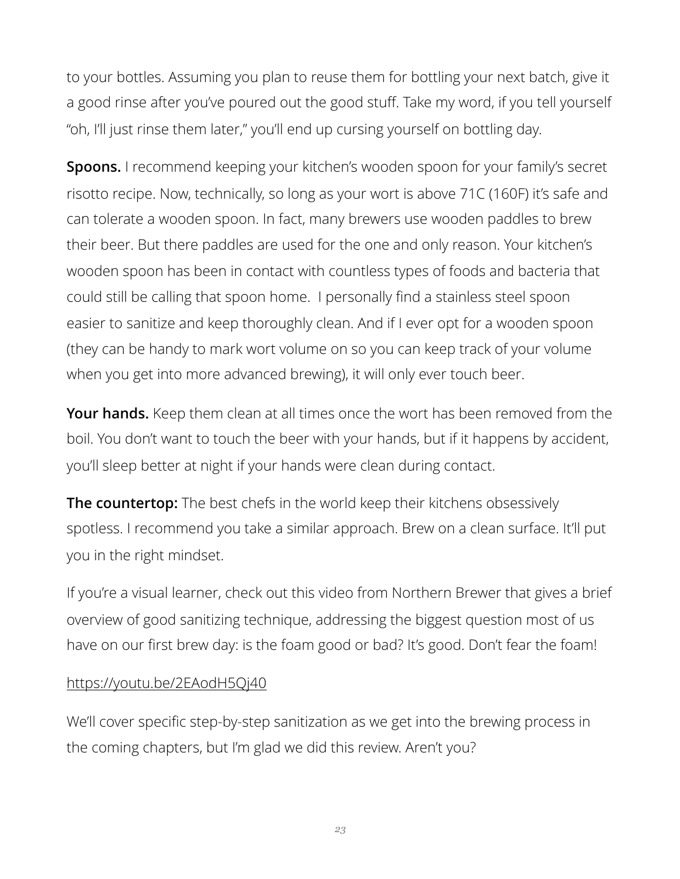to your bottles. Assuming you plan to reuse them for bottling your next batch, give it a good rinse after you've poured out the good stuff. Take my word, if you tell yourself "oh, I'll just rinse them later," you'll end up cursing yourself on bottling day.

**Spoons.** I recommend keeping your kitchen's wooden spoon for your family's secret risotto recipe. Now, technically, so long as your wort is above 71C (160F) it's safe and can tolerate a wooden spoon. In fact, many brewers use wooden paddles to brew their beer. But there paddles are used for the one and only reason. Your kitchen's wooden spoon has been in contact with countless types of foods and bacteria that could still be calling that spoon home. I personally find a stainless steel spoon easier to sanitize and keep thoroughly clean. And if I ever opt for a wooden spoon (they can be handy to mark wort volume on so you can keep track of your volume when you get into more advanced brewing), it will only ever touch beer.

**Your hands.** Keep them clean at all times once the wort has been removed from the boil. You don't want to touch the beer with your hands, but if it happens by accident, you'll sleep better at night if your hands were clean during contact.

**The countertop:** The best chefs in the world keep their kitchens obsessively spotless. I recommend you take a similar approach. Brew on a clean surface. It'll put you in the right mindset.

If you're a visual learner, check out this video from Northern Brewer that gives a brief overview of good sanitizing technique, addressing the biggest question most of us have on our first brew day: is the foam good or bad? It's good. Don't fear the foam!

https://youtu.be/2EAodH5Qj40

We'll cover specific step-by-step sanitization as we get into the brewing process in the coming chapters, but I'm glad we did this review. Aren't you?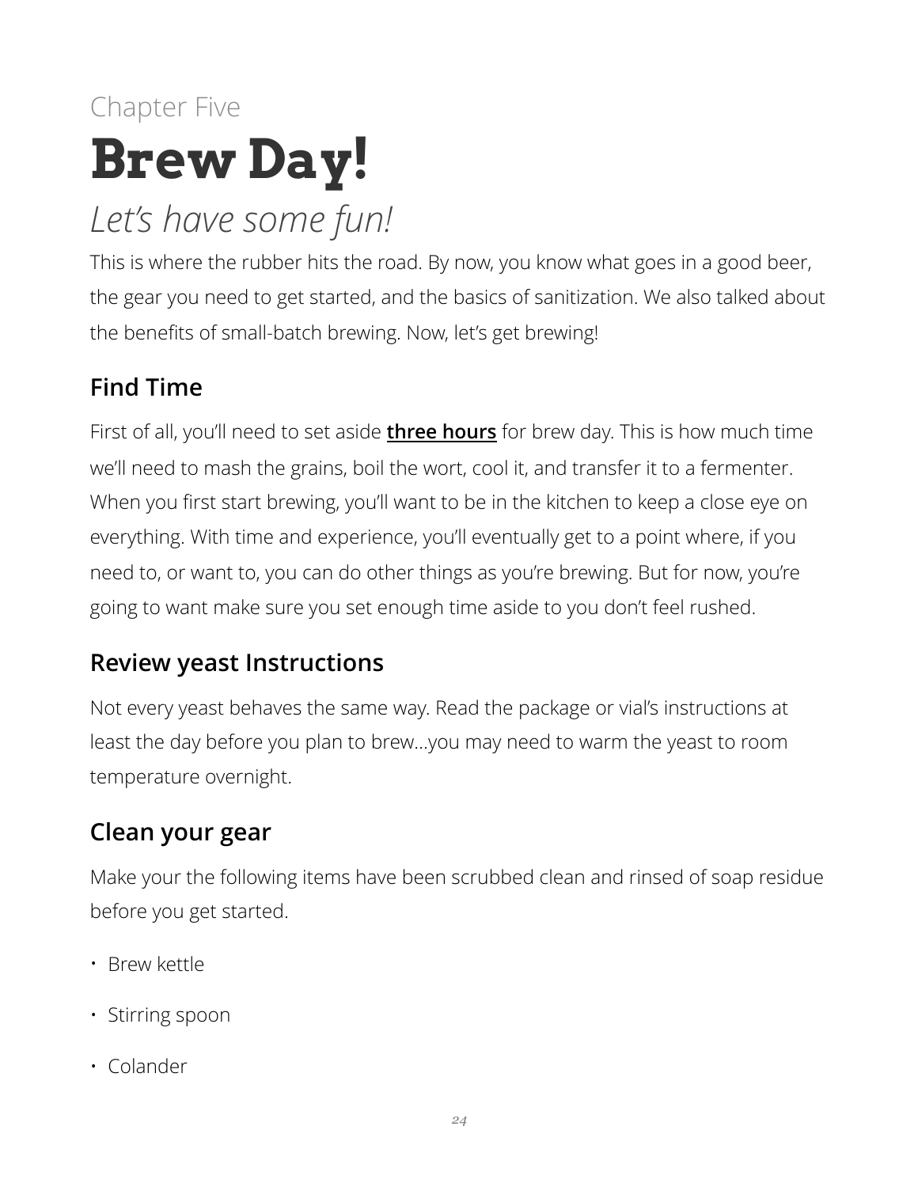Chapter Five

# Brew Day!

## *Let's have some fun!*

This is where the rubber hits the road. By now, you know what goes in a good beer, the gear you need to get started, and the basics of sanitization. We also talked about the benefits of small-batch brewing. Now, let's get brewing!

### Find Time

First of all, you'll need to set aside **three hours** for brew day. This is how much time we'll need to mash the grains, boil the wort, cool it, and transfer it to a fermenter. When you first start brewing, you'll want to be in the kitchen to keep a close eye on everything. With time and experience, you'll eventually get to a point where, if you need to, or want to, you can do other things as you're brewing. But for now, you're going to want make sure you set enough time aside to you don't feel rushed.

### Review yeast Instructions

Not every yeast behaves the same way. Read the package or vial's instructions at least the day before you plan to brew…you may need to warm the yeast to room temperature overnight.

### Clean your gear

Make your the following items have been scrubbed clean and rinsed of soap residue before you get started.

- Brew kettle
- Stirring spoon
- Colander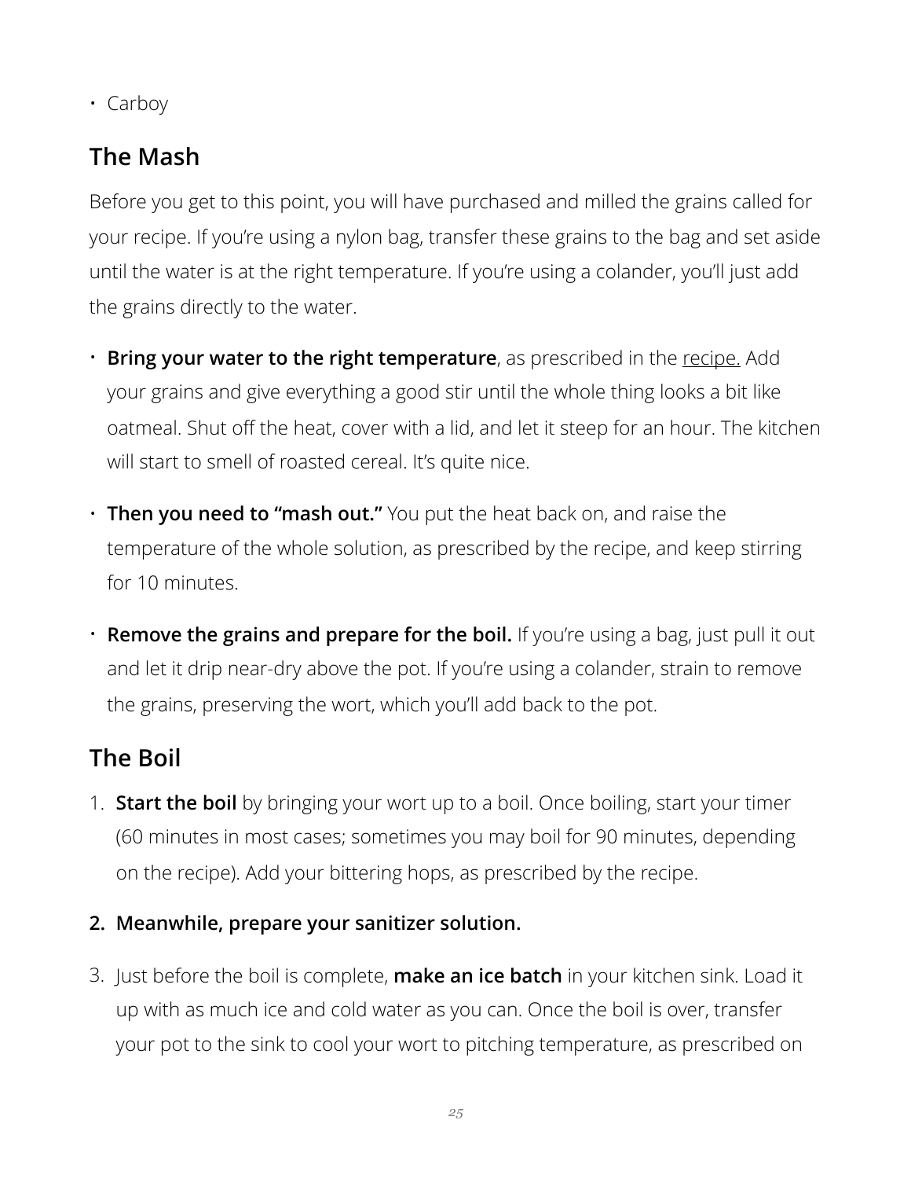- Carboy

## The Mash

Before you get to this point, you will have purchased and milled the grains called for your recipe. If you're using a nylon bag, transfer these grains to the bag and set aside until the water is at the right temperature. If you're using a colander, you'll just add the grains directly to the water.

- **Bring your water to the right temperature**, as prescribed in the recipe. Add your grains and give everything a good stir until the whole thing looks a bit like oatmeal. Shut off the heat, cover with a lid, and let it steep for an hour. The kitchen will start to smell of roasted cereal. It's quite nice.
- **Then you need to "mash out."** You put the heat back on, and raise the temperature of the whole solution, as prescribed by the recipe, and keep stirring for 10 minutes.
- **Remove the grains and prepare for the boil.** If you're using a bag, just pull it out and let it drip near-dry above the pot. If you're using a colander, strain to remove the grains, preserving the wort, which you'll add back to the pot.

## The Boil

1. **Start the boil** by bringing your wort up to a boil. Once boiling, start your timer (60 minutes in most cases; sometimes you may boil for 90 minutes, depending on the recipe). Add your bittering hops, as prescribed by the recipe.
2. **Meanwhile, prepare your sanitizer solution.**
3. Just before the boil is complete, **make an ice batch** in your kitchen sink. Load it up with as much ice and cold water as you can. Once the boil is over, transfer your pot to the sink to cool your wort to pitching temperature, as prescribed on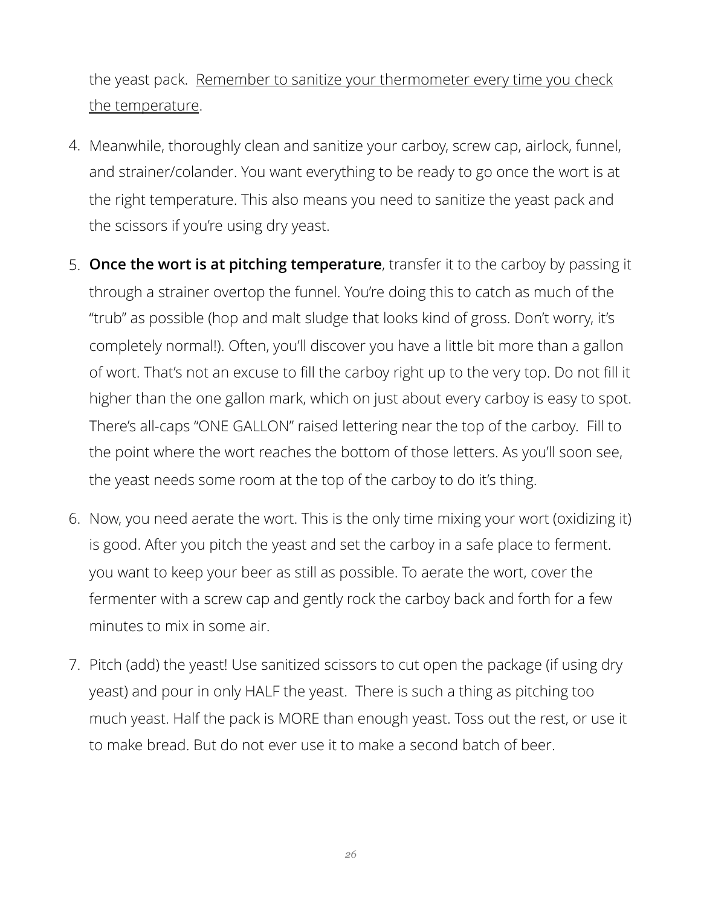the yeast pack. <u>Remember to sanitize your thermometer every time you check the temperature</u>.

4. Meanwhile, thoroughly clean and sanitize your carboy, screw cap, airlock, funnel, and strainer/colander. You want everything to be ready to go once the wort is at the right temperature. This also means you need to sanitize the yeast pack and the scissors if you're using dry yeast.

5. **Once the wort is at pitching temperature**, transfer it to the carboy by passing it through a strainer overtop the funnel. You're doing this to catch as much of the "trub" as possible (hop and malt sludge that looks kind of gross. Don't worry, it's completely normal!). Often, you'll discover you have a little bit more than a gallon of wort. That's not an excuse to fill the carboy right up to the very top. Do not fill it higher than the one gallon mark, which on just about every carboy is easy to spot. There's all-caps "ONE GALLON" raised lettering near the top of the carboy. Fill to the point where the wort reaches the bottom of those letters. As you'll soon see, the yeast needs some room at the top of the carboy to do it's thing.

6. Now, you need aerate the wort. This is the only time mixing your wort (oxidizing it) is good. After you pitch the yeast and set the carboy in a safe place to ferment. you want to keep your beer as still as possible. To aerate the wort, cover the fermenter with a screw cap and gently rock the carboy back and forth for a few minutes to mix in some air.

7. Pitch (add) the yeast! Use sanitized scissors to cut open the package (if using dry yeast) and pour in only HALF the yeast. There is such a thing as pitching too much yeast. Half the pack is MORE than enough yeast. Toss out the rest, or use it to make bread. But do not ever use it to make a second batch of beer.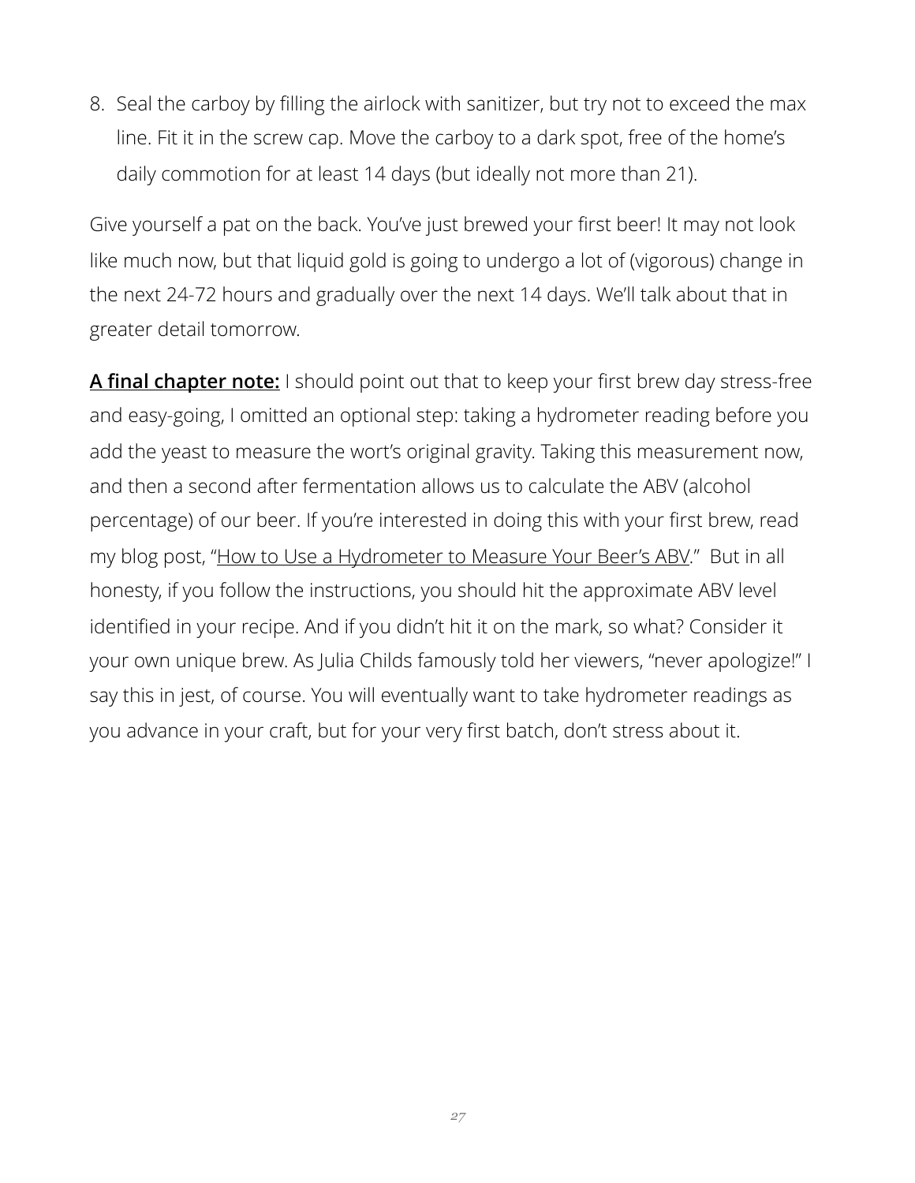8. Seal the carboy by filling the airlock with sanitizer, but try not to exceed the max line. Fit it in the screw cap. Move the carboy to a dark spot, free of the home's daily commotion for at least 14 days (but ideally not more than 21).

Give yourself a pat on the back. You've just brewed your first beer! It may not look like much now, but that liquid gold is going to undergo a lot of (vigorous) change in the next 24-72 hours and gradually over the next 14 days. We'll talk about that in greater detail tomorrow.

**A final chapter note:** I should point out that to keep your first brew day stress-free and easy-going, I omitted an optional step: taking a hydrometer reading before you add the yeast to measure the wort's original gravity. Taking this measurement now, and then a second after fermentation allows us to calculate the ABV (alcohol percentage) of our beer. If you're interested in doing this with your first brew, read my blog post, "How to Use a Hydrometer to Measure Your Beer's ABV." But in all honesty, if you follow the instructions, you should hit the approximate ABV level identified in your recipe. And if you didn't hit it on the mark, so what? Consider it your own unique brew. As Julia Childs famously told her viewers, "never apologize!" I say this in jest, of course. You will eventually want to take hydrometer readings as you advance in your craft, but for your very first batch, don't stress about it.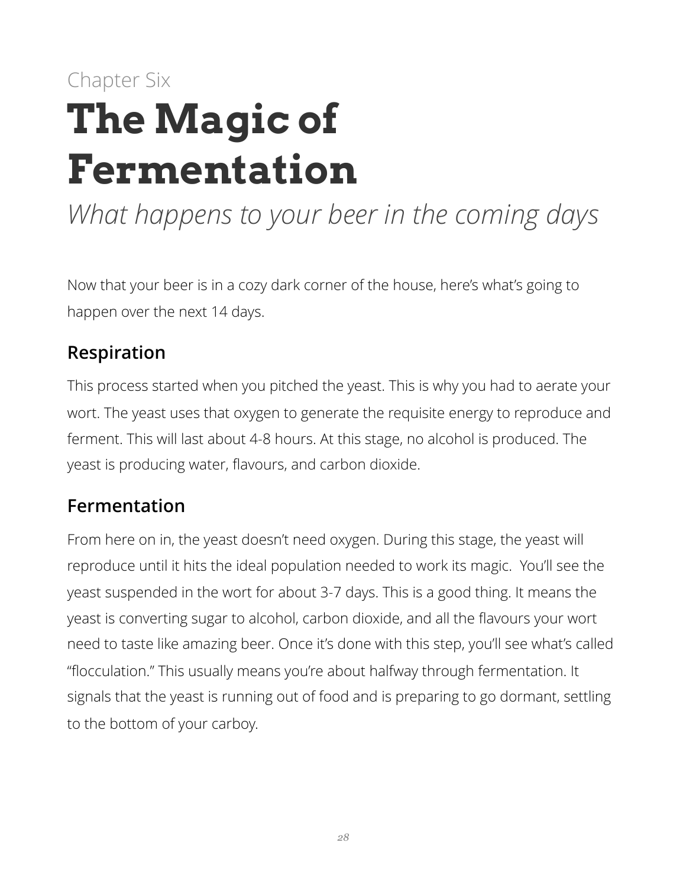Chapter Six

# The Magic of Fermentation

*What happens to your beer in the coming days*

Now that your beer is in a cozy dark corner of the house, here's what's going to happen over the next 14 days.

## Respiration

This process started when you pitched the yeast. This is why you had to aerate your wort. The yeast uses that oxygen to generate the requisite energy to reproduce and ferment. This will last about 4-8 hours. At this stage, no alcohol is produced. The yeast is producing water, flavours, and carbon dioxide.

## Fermentation

From here on in, the yeast doesn't need oxygen. During this stage, the yeast will reproduce until it hits the ideal population needed to work its magic. You'll see the yeast suspended in the wort for about 3-7 days. This is a good thing. It means the yeast is converting sugar to alcohol, carbon dioxide, and all the flavours your wort need to taste like amazing beer. Once it's done with this step, you'll see what's called "flocculation." This usually means you're about halfway through fermentation. It signals that the yeast is running out of food and is preparing to go dormant, settling to the bottom of your carboy.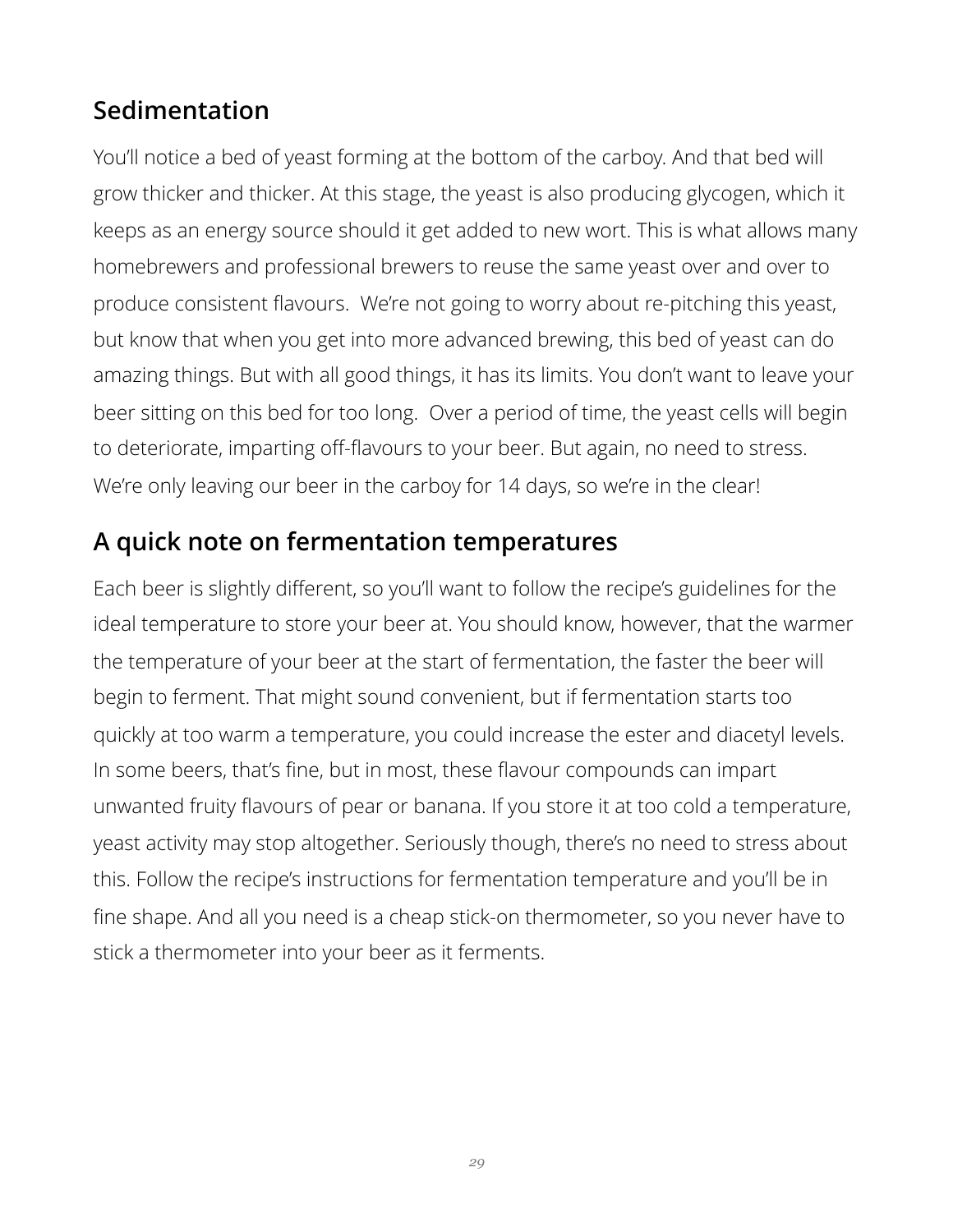## Sedimentation

You'll notice a bed of yeast forming at the bottom of the carboy. And that bed will grow thicker and thicker. At this stage, the yeast is also producing glycogen, which it keeps as an energy source should it get added to new wort. This is what allows many homebrewers and professional brewers to reuse the same yeast over and over to produce consistent flavours.  We're not going to worry about re-pitching this yeast, but know that when you get into more advanced brewing, this bed of yeast can do amazing things. But with all good things, it has its limits. You don't want to leave your beer sitting on this bed for too long.  Over a period of time, the yeast cells will begin to deteriorate, imparting off-flavours to your beer. But again, no need to stress. We're only leaving our beer in the carboy for 14 days, so we're in the clear!

## A quick note on fermentation temperatures

Each beer is slightly different, so you'll want to follow the recipe's guidelines for the ideal temperature to store your beer at. You should know, however, that the warmer the temperature of your beer at the start of fermentation, the faster the beer will begin to ferment. That might sound convenient, but if fermentation starts too quickly at too warm a temperature, you could increase the ester and diacetyl levels. In some beers, that's fine, but in most, these flavour compounds can impart unwanted fruity flavours of pear or banana. If you store it at too cold a temperature, yeast activity may stop altogether. Seriously though, there's no need to stress about this. Follow the recipe's instructions for fermentation temperature and you'll be in fine shape. And all you need is a cheap stick-on thermometer, so you never have to stick a thermometer into your beer as it ferments.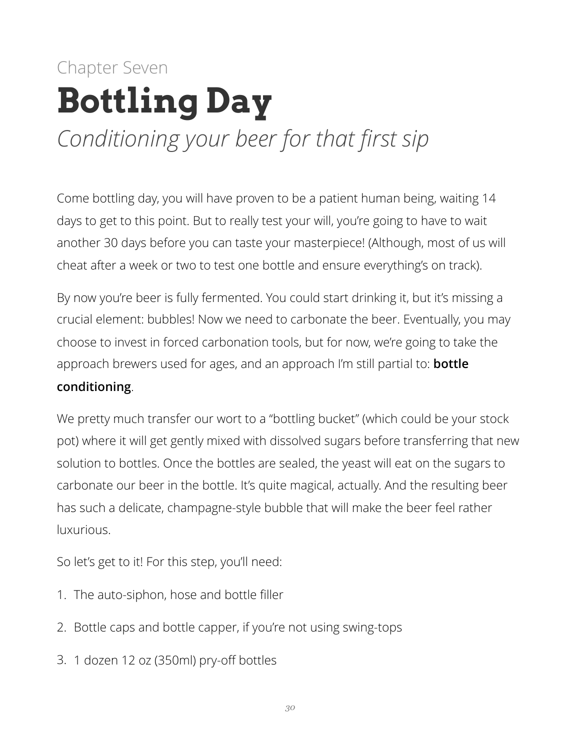Chapter Seven

# Bottling Day

*Conditioning your beer for that first sip*

Come bottling day, you will have proven to be a patient human being, waiting 14 days to get to this point. But to really test your will, you're going to have to wait another 30 days before you can taste your masterpiece! (Although, most of us will cheat after a week or two to test one bottle and ensure everything's on track).

By now you're beer is fully fermented. You could start drinking it, but it's missing a crucial element: bubbles! Now we need to carbonate the beer. Eventually, you may choose to invest in forced carbonation tools, but for now, we're going to take the approach brewers used for ages, and an approach I'm still partial to: **bottle conditioning**.

We pretty much transfer our wort to a "bottling bucket" (which could be your stock pot) where it will get gently mixed with dissolved sugars before transferring that new solution to bottles. Once the bottles are sealed, the yeast will eat on the sugars to carbonate our beer in the bottle. It's quite magical, actually. And the resulting beer has such a delicate, champagne-style bubble that will make the beer feel rather luxurious.

So let's get to it! For this step, you'll need:

1. The auto-siphon, hose and bottle filler
2. Bottle caps and bottle capper, if you're not using swing-tops
3. 1 dozen 12 oz (350ml) pry-off bottles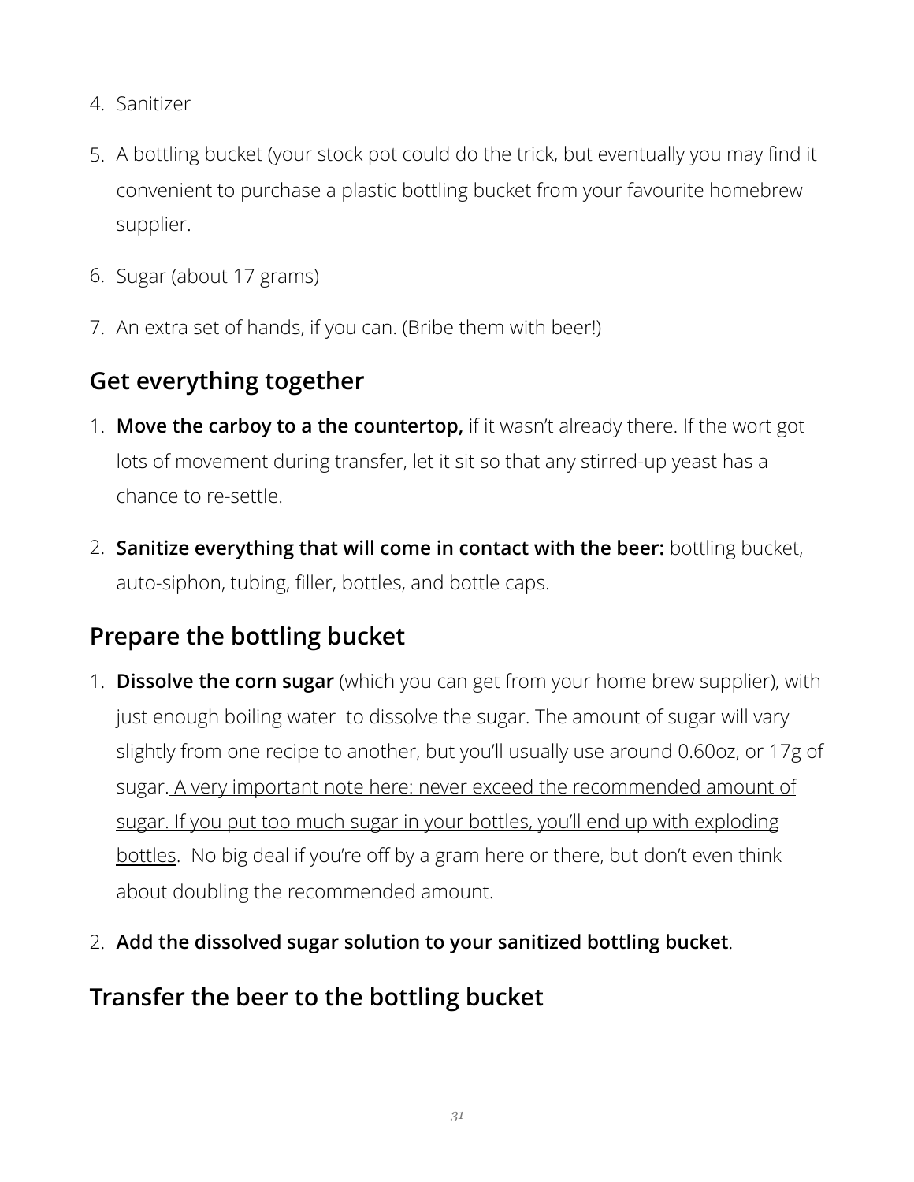4. Sanitizer

5. A bottling bucket (your stock pot could do the trick, but eventually you may find it convenient to purchase a plastic bottling bucket from your favourite homebrew supplier.

6. Sugar (about 17 grams)

7. An extra set of hands, if you can. (Bribe them with beer!)

## Get everything together

1. **Move the carboy to a the countertop,** if it wasn't already there. If the wort got lots of movement during transfer, let it sit so that any stirred-up yeast has a chance to re-settle.

2. **Sanitize everything that will come in contact with the beer:** bottling bucket, auto-siphon, tubing, filler, bottles, and bottle caps.

## Prepare the bottling bucket

1. **Dissolve the corn sugar** (which you can get from your home brew supplier), with just enough boiling water to dissolve the sugar. The amount of sugar will vary slightly from one recipe to another, but you'll usually use around 0.60oz, or 17g of sugar. A very important note here: never exceed the recommended amount of sugar. If you put too much sugar in your bottles, you'll end up with exploding bottles. No big deal if you're off by a gram here or there, but don't even think about doubling the recommended amount.

2. **Add the dissolved sugar solution to your sanitized bottling bucket**.

## Transfer the beer to the bottling bucket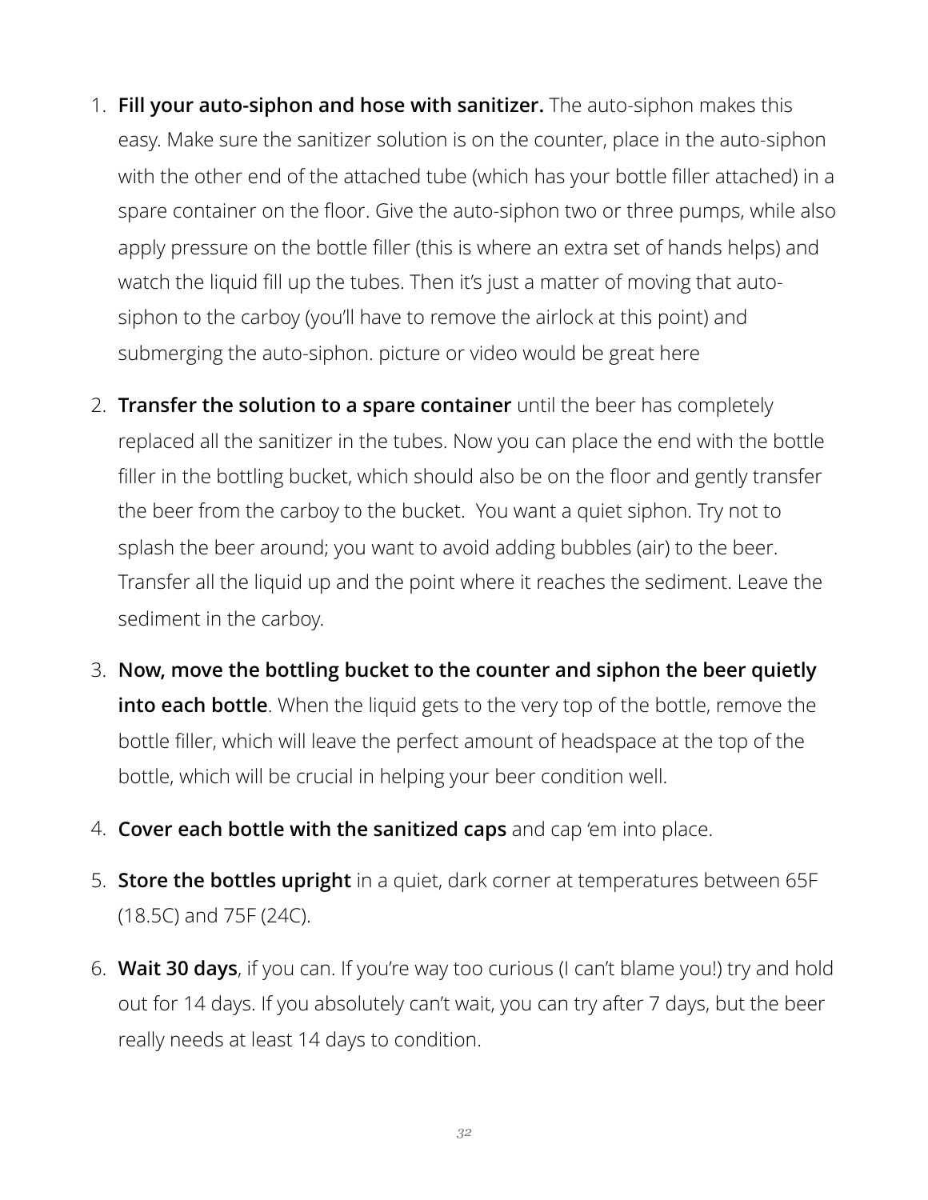1. **Fill your auto-siphon and hose with sanitizer.** The auto-siphon makes this easy. Make sure the sanitizer solution is on the counter, place in the auto-siphon with the other end of the attached tube (which has your bottle filler attached) in a spare container on the floor. Give the auto-siphon two or three pumps, while also apply pressure on the bottle filler (this is where an extra set of hands helps) and watch the liquid fill up the tubes. Then it's just a matter of moving that auto-siphon to the carboy (you'll have to remove the airlock at this point) and submerging the auto-siphon. picture or video would be great here

2. **Transfer the solution to a spare container** until the beer has completely replaced all the sanitizer in the tubes. Now you can place the end with the bottle filler in the bottling bucket, which should also be on the floor and gently transfer the beer from the carboy to the bucket.  You want a quiet siphon. Try not to splash the beer around; you want to avoid adding bubbles (air) to the beer. Transfer all the liquid up and the point where it reaches the sediment. Leave the sediment in the carboy.

3. **Now, move the bottling bucket to the counter and siphon the beer quietly into each bottle**. When the liquid gets to the very top of the bottle, remove the bottle filler, which will leave the perfect amount of headspace at the top of the bottle, which will be crucial in helping your beer condition well.

4. **Cover each bottle with the sanitized caps** and cap 'em into place.

5. **Store the bottles upright** in a quiet, dark corner at temperatures between 65F (18.5C) and 75F (24C).

6. **Wait 30 days**, if you can. If you're way too curious (I can't blame you!) try and hold out for 14 days. If you absolutely can't wait, you can try after 7 days, but the beer really needs at least 14 days to condition.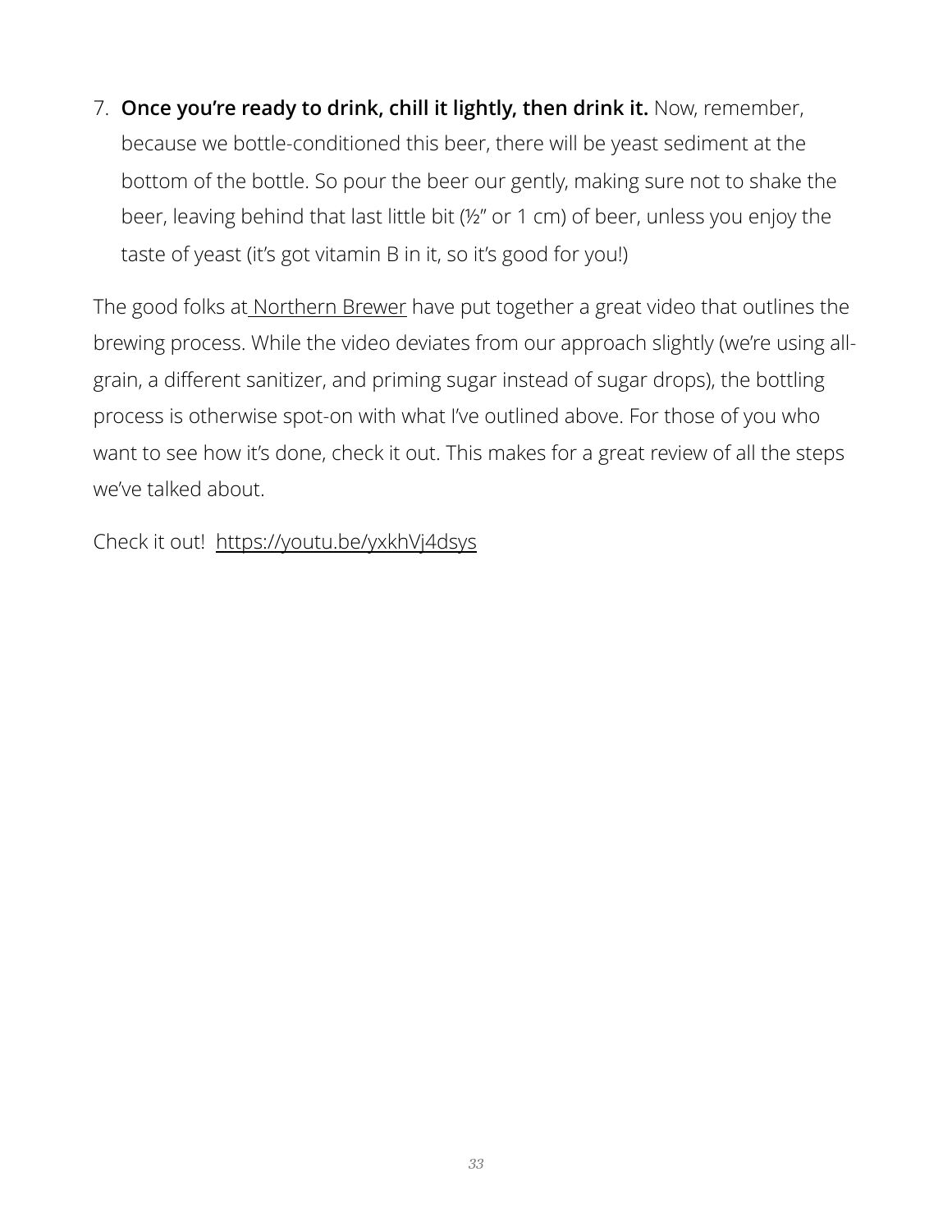7. **Once you're ready to drink, chill it lightly, then drink it.** Now, remember, because we bottle-conditioned this beer, there will be yeast sediment at the bottom of the bottle. So pour the beer our gently, making sure not to shake the beer, leaving behind that last little bit (½" or 1 cm) of beer, unless you enjoy the taste of yeast (it's got vitamin B in it, so it's good for you!)

The good folks at Northern Brewer have put together a great video that outlines the brewing process. While the video deviates from our approach slightly (we're using all-grain, a different sanitizer, and priming sugar instead of sugar drops), the bottling process is otherwise spot-on with what I've outlined above. For those of you who want to see how it's done, check it out. This makes for a great review of all the steps we've talked about.

Check it out! https://youtu.be/yxkhVj4dsys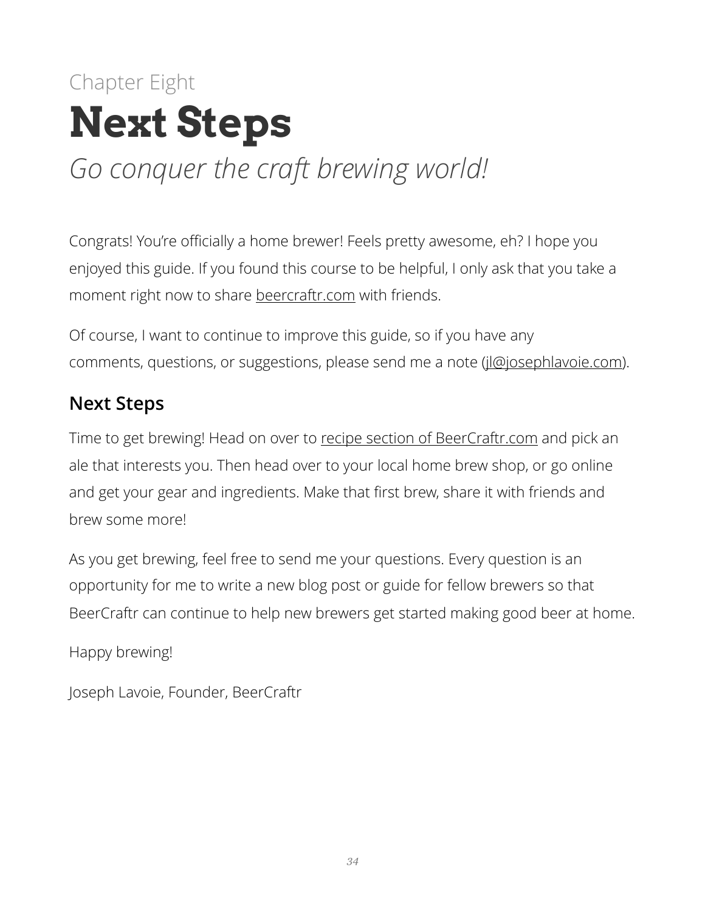Chapter Eight

# Next Steps

*Go conquer the craft brewing world!*

Congrats! You're officially a home brewer! Feels pretty awesome, eh? I hope you enjoyed this guide. If you found this course to be helpful, I only ask that you take a moment right now to share beercraftr.com with friends.

Of course, I want to continue to improve this guide, so if you have any comments, questions, or suggestions, please send me a note (jl@josephlavoie.com).

## Next Steps

Time to get brewing! Head on over to recipe section of BeerCraftr.com and pick an ale that interests you. Then head over to your local home brew shop, or go online and get your gear and ingredients. Make that first brew, share it with friends and brew some more!

As you get brewing, feel free to send me your questions. Every question is an opportunity for me to write a new blog post or guide for fellow brewers so that BeerCraftr can continue to help new brewers get started making good beer at home.

Happy brewing!

Joseph Lavoie, Founder, BeerCraftr